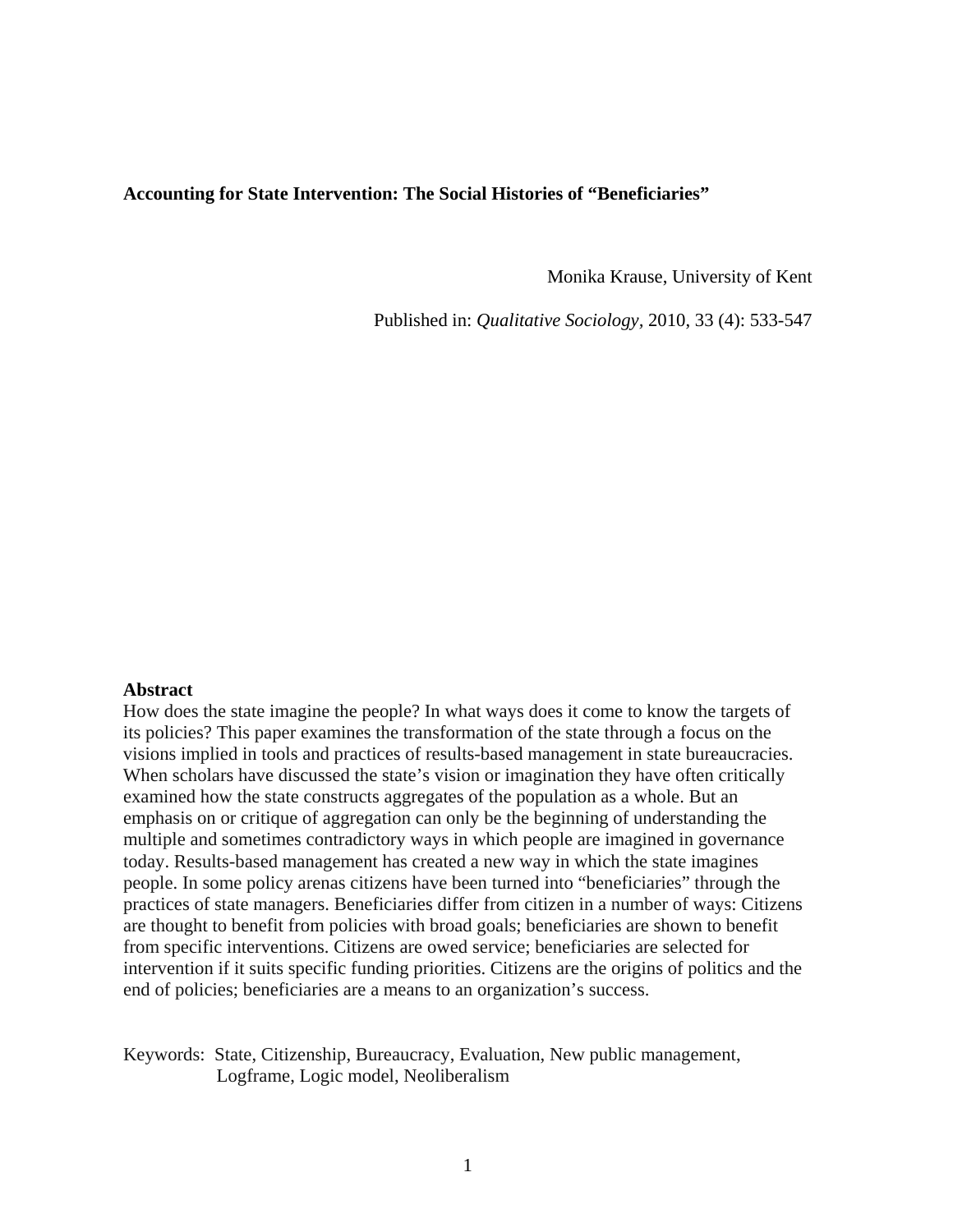**Accounting for State Intervention: The Social Histories of "Beneficiaries"**

Monika Krause, University of Kent

Published in: *Qualitative Sociology*, 2010, 33 (4): 533-547

**Abstract**

How does the state imagine the people? In what ways does it come to know the targets of its policies? This paper examines the transformation of the state through a focus on the visions implied in tools and practices of results-based management in state bureaucracies. When scholars have discussed the state's vision or imagination they have often critically examined how the state constructs aggregates of the population as a whole. But an emphasis on or critique of aggregation can only be the beginning of understanding the multiple and sometimes contradictory ways in which people are imagined in governance today. Results-based management has created a new way in which the state imagines people. In some policy arenas citizens have been turned into "beneficiaries" through the practices of state managers. Beneficiaries differ from citizen in a number of ways: Citizens are thought to benefit from policies with broad goals; beneficiaries are shown to benefit from specific interventions. Citizens are owed service; beneficiaries are selected for intervention if it suits specific funding priorities. Citizens are the origins of politics and the end of policies; beneficiaries are a means to an organization's success.

Keywords: State, Citizenship, Bureaucracy, Evaluation, New public management, Logframe, Logic model, Neoliberalism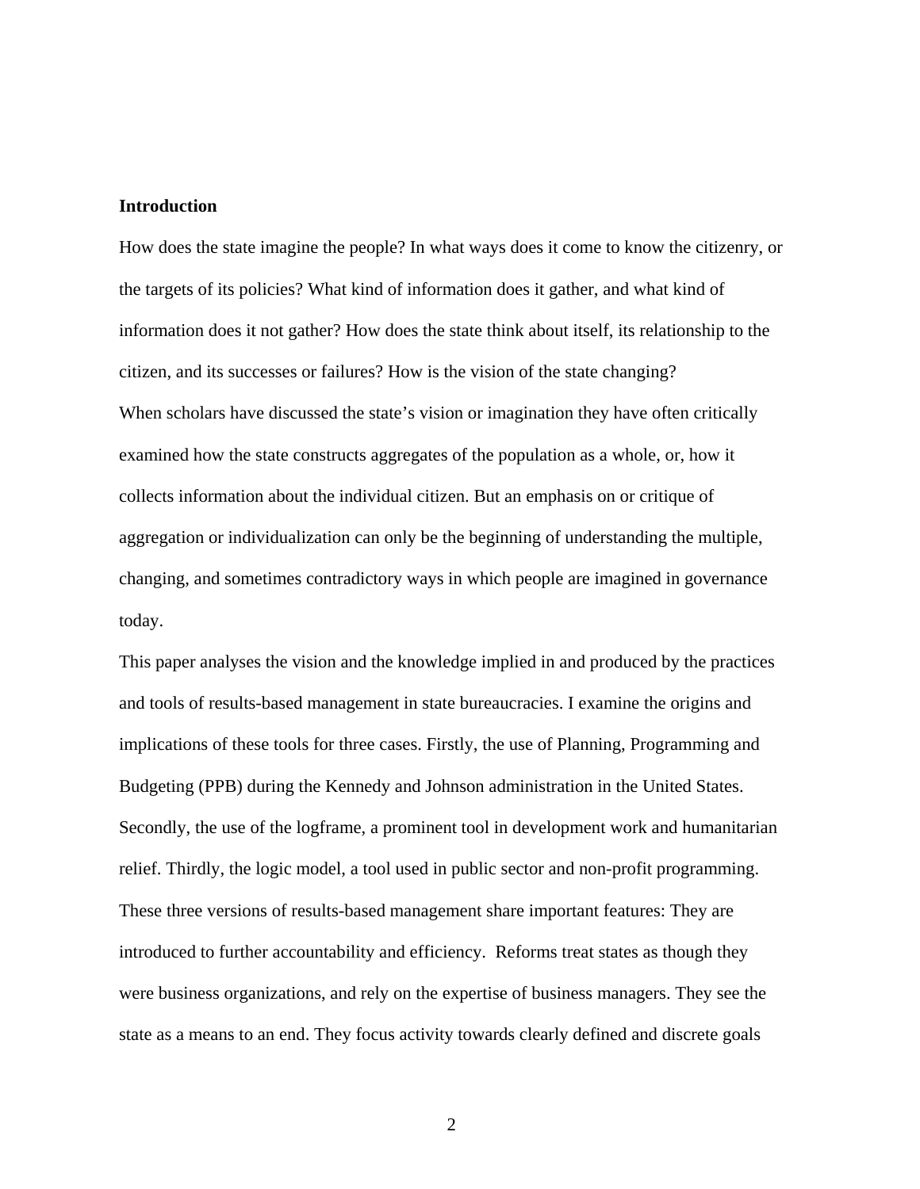## Introduction

How does the state imagine the people? In what ways does it come to know the citizenry, or the targets of its policies? What kind of information does it gather, and what kind of information does it not gather? How does the state think about itself, its relationship to the citizen, and its successes or failures? How is the vision of the state changing?

When scholars have discussed the state's vision or imagination they have often critically examined how the state constructs aggregates of the population as a whole, or, how it collects information about the individual citizen. But an emphasis on or critique of aggregation or individualization can only be the beginning of understanding the multiple, changing, and sometimes contradictory ways in which people are imagined in governance today.

This paper analyses the vision and the knowledge implied in and produced by the practices and tools of results-based management in state bureaucracies. I examine the origins and implications of these tools for three cases. Firstly, the use of Planning, Programming and Budgeting (PPB) during the Kennedy and Johnson administration in the United States. Secondly, the use of the logframe, a prominent tool in development work and humanitarian relief. Thirdly, the logic model, a tool used in public sector and non-profit programming. These three versions of results-based management share important features: They are introduced to further accountability and efficiency. Reforms treat states as though they were business organizations, and rely on the expertise of business managers. They see the state as a means to an end. They focus activity towards clearly defined and discrete goals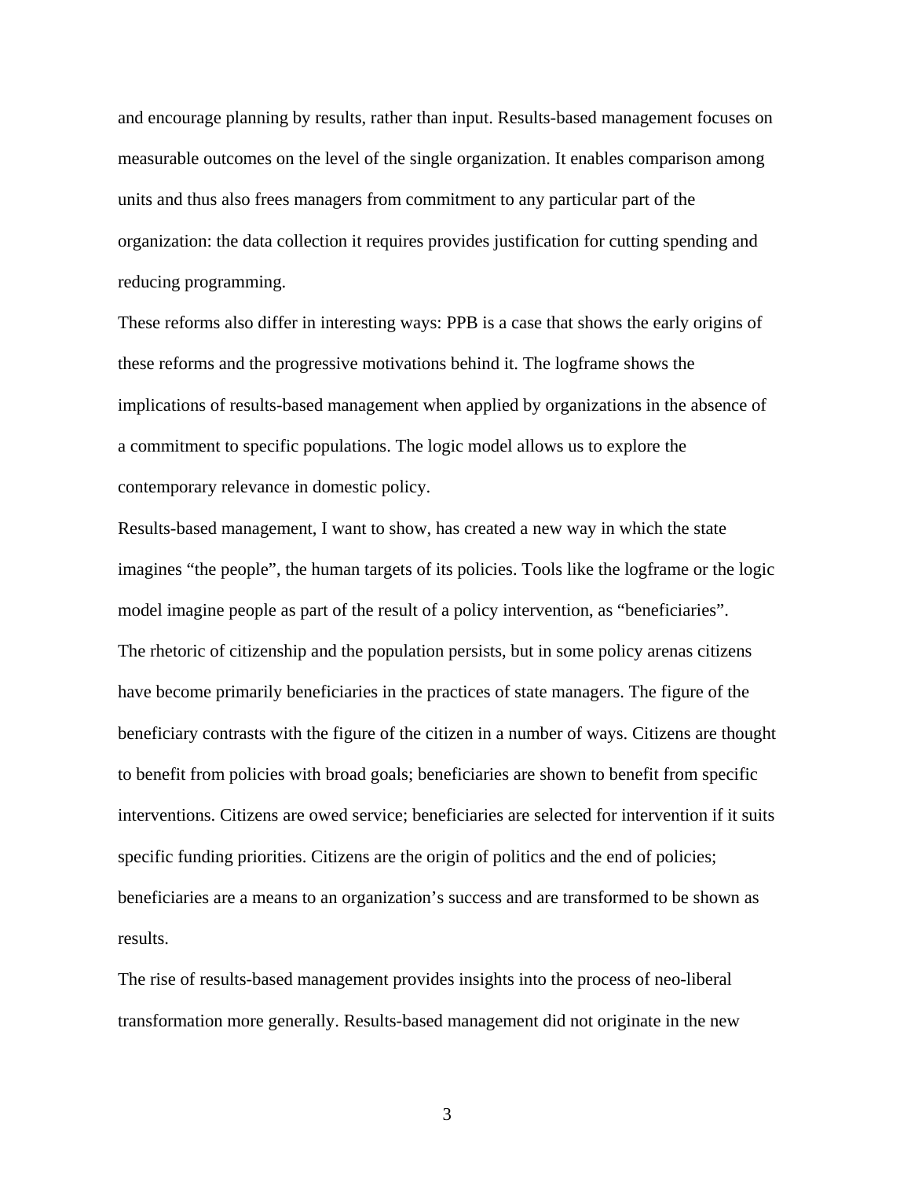and encourage planning by results, rather than input. Results-based management focuses on measurable outcomes on the level of the single organization. It enables comparison among units and thus also frees managers from commitment to any particular part of the organization: the data collection it requires provides justification for cutting spending and reducing programming.

These reforms also differ in interesting ways: PPB is a case that shows the early origins of these reforms and the progressive motivations behind it. The logframe shows the implications of results-based management when applied by organizations in the absence of a commitment to specific populations. The logic model allows us to explore the contemporary relevance in domestic policy.

Results-based management, I want to show, has created a new way in which the state imagines "the people", the human targets of its policies. Tools like the logframe or the logic model imagine people as part of the result of a policy intervention, as "beneficiaries". The rhetoric of citizenship and the population persists, but in some policy arenas citizens have become primarily beneficiaries in the practices of state managers. The figure of the beneficiary contrasts with the figure of the citizen in a number of ways. Citizens are thought to benefit from policies with broad goals; beneficiaries are shown to benefit from specific interventions. Citizens are owed service; beneficiaries are selected for intervention if it suits specific funding priorities. Citizens are the origin of politics and the end of policies; beneficiaries are a means to an organization's success and are transformed to be shown as results.

The rise of results-based management provides insights into the process of neo-liberal transformation more generally. Results-based management did not originate in the new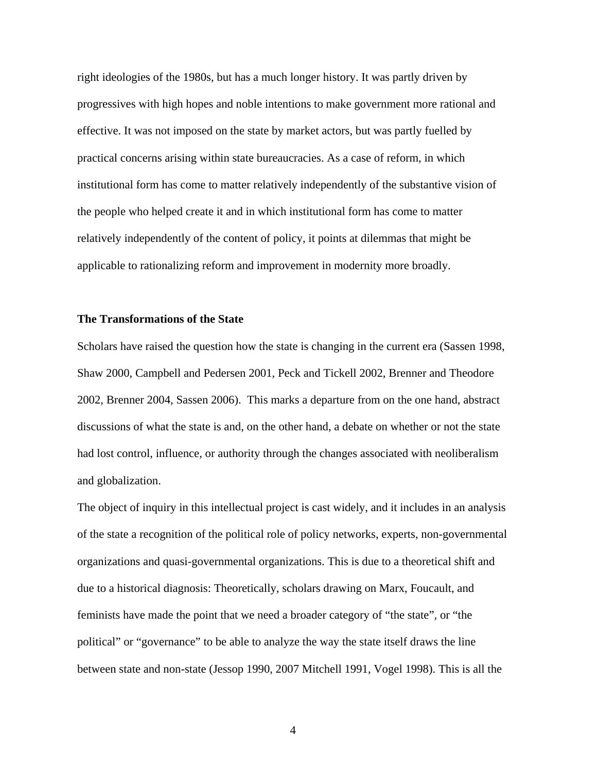right ideologies of the 1980s, but has a much longer history. It was partly driven by progressives with high hopes and noble intentions to make government more rational and effective. It was not imposed on the state by market actors, but was partly fuelled by practical concerns arising within state bureaucracies. As a case of reform, in which institutional form has come to matter relatively independently of the substantive vision of the people who helped create it and in which institutional form has come to matter relatively independently of the content of policy, it points at dilemmas that might be applicable to rationalizing reform and improvement in modernity more broadly.

**The Transformations of the State**

Scholars have raised the question how the state is changing in the current era (Sassen 1998, Shaw 2000, Campbell and Pedersen 2001, Peck and Tickell 2002, Brenner and Theodore 2002, Brenner 2004, Sassen 2006). This marks a departure from on the one hand, abstract discussions of what the state is and, on the other hand, a debate on whether or not the state had lost control, influence, or authority through the changes associated with neoliberalism and globalization.

The object of inquiry in this intellectual project is cast widely, and it includes in an analysis of the state a recognition of the political role of policy networks, experts, non-governmental organizations and quasi-governmental organizations. This is due to a theoretical shift and due to a historical diagnosis: Theoretically, scholars drawing on Marx, Foucault, and feminists have made the point that we need a broader category of "the state", or "the political" or "governance" to be able to analyze the way the state itself draws the line between state and non-state (Jessop 1990, 2007 Mitchell 1991, Vogel 1998). This is all the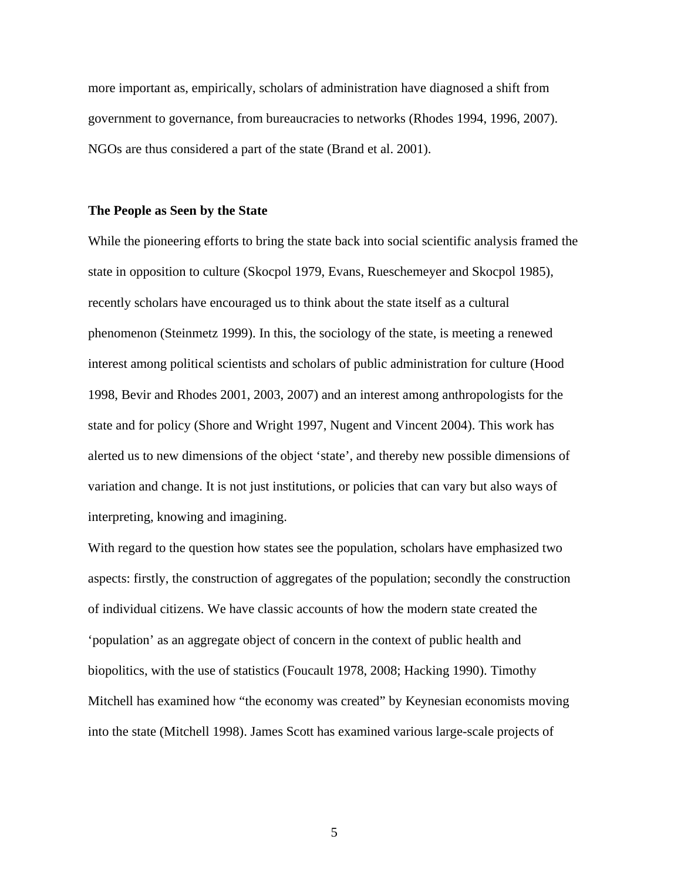more important as, empirically, scholars of administration have diagnosed a shift from government to governance, from bureaucracies to networks (Rhodes 1994, 1996, 2007). NGOs are thus considered a part of the state (Brand et al. 2001).

**The People as Seen by the State**

While the pioneering efforts to bring the state back into social scientific analysis framed the state in opposition to culture (Skocpol 1979, Evans, Rueschemeyer and Skocpol 1985), recently scholars have encouraged us to think about the state itself as a cultural phenomenon (Steinmetz 1999). In this, the sociology of the state, is meeting a renewed interest among political scientists and scholars of public administration for culture (Hood 1998, Bevir and Rhodes 2001, 2003, 2007) and an interest among anthropologists for the state and for policy (Shore and Wright 1997, Nugent and Vincent 2004). This work has alerted us to new dimensions of the object 'state', and thereby new possible dimensions of variation and change. It is not just institutions, or policies that can vary but also ways of interpreting, knowing and imagining.

With regard to the question how states see the population, scholars have emphasized two aspects: firstly, the construction of aggregates of the population; secondly the construction of individual citizens. We have classic accounts of how the modern state created the 'population' as an aggregate object of concern in the context of public health and biopolitics, with the use of statistics (Foucault 1978, 2008; Hacking 1990). Timothy Mitchell has examined how "the economy was created" by Keynesian economists moving into the state (Mitchell 1998). James Scott has examined various large-scale projects of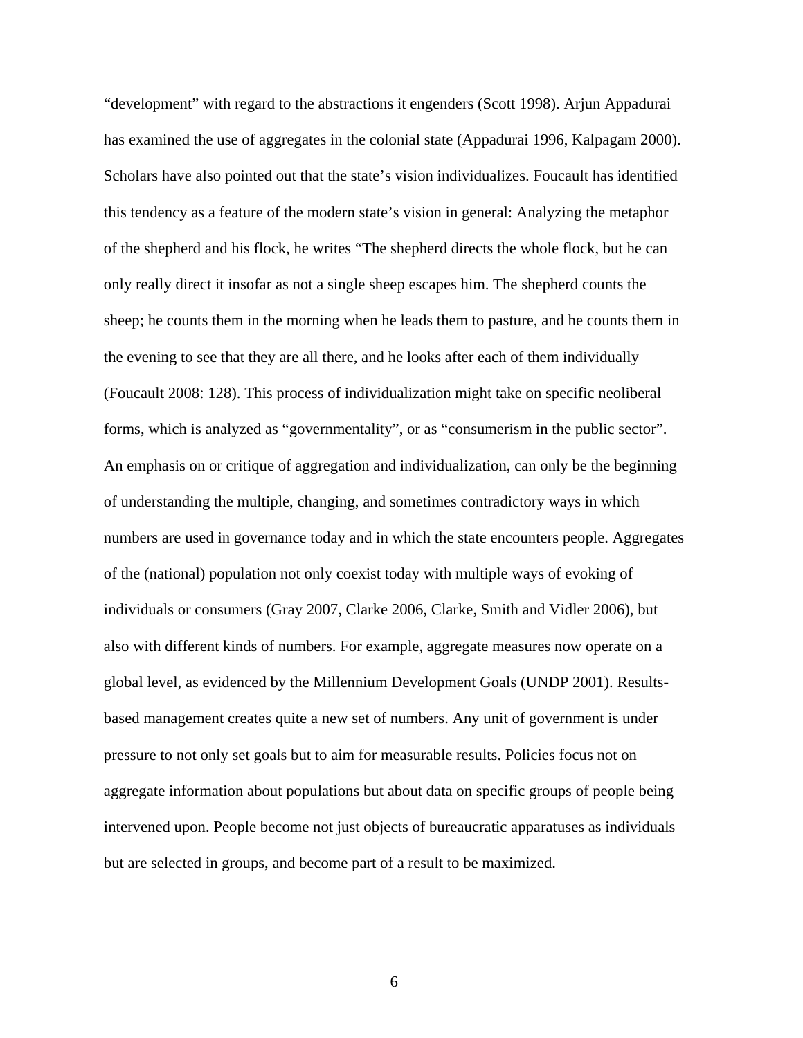"development" with regard to the abstractions it engenders (Scott 1998). Arjun Appadurai has examined the use of aggregates in the colonial state (Appadurai 1996, Kalpagam 2000). Scholars have also pointed out that the state's vision individualizes. Foucault has identified this tendency as a feature of the modern state's vision in general: Analyzing the metaphor of the shepherd and his flock, he writes "The shepherd directs the whole flock, but he can only really direct it insofar as not a single sheep escapes him. The shepherd counts the sheep; he counts them in the morning when he leads them to pasture, and he counts them in the evening to see that they are all there, and he looks after each of them individually (Foucault 2008: 128). This process of individualization might take on specific neoliberal forms, which is analyzed as "governmentality", or as "consumerism in the public sector". An emphasis on or critique of aggregation and individualization, can only be the beginning of understanding the multiple, changing, and sometimes contradictory ways in which numbers are used in governance today and in which the state encounters people. Aggregates of the (national) population not only coexist today with multiple ways of evoking of individuals or consumers (Gray 2007, Clarke 2006, Clarke, Smith and Vidler 2006), but also with different kinds of numbers. For example, aggregate measures now operate on a global level, as evidenced by the Millennium Development Goals (UNDP 2001). Results-based management creates quite a new set of numbers. Any unit of government is under pressure to not only set goals but to aim for measurable results. Policies focus not on aggregate information about populations but about data on specific groups of people being intervened upon. People become not just objects of bureaucratic apparatuses as individuals but are selected in groups, and become part of a result to be maximized.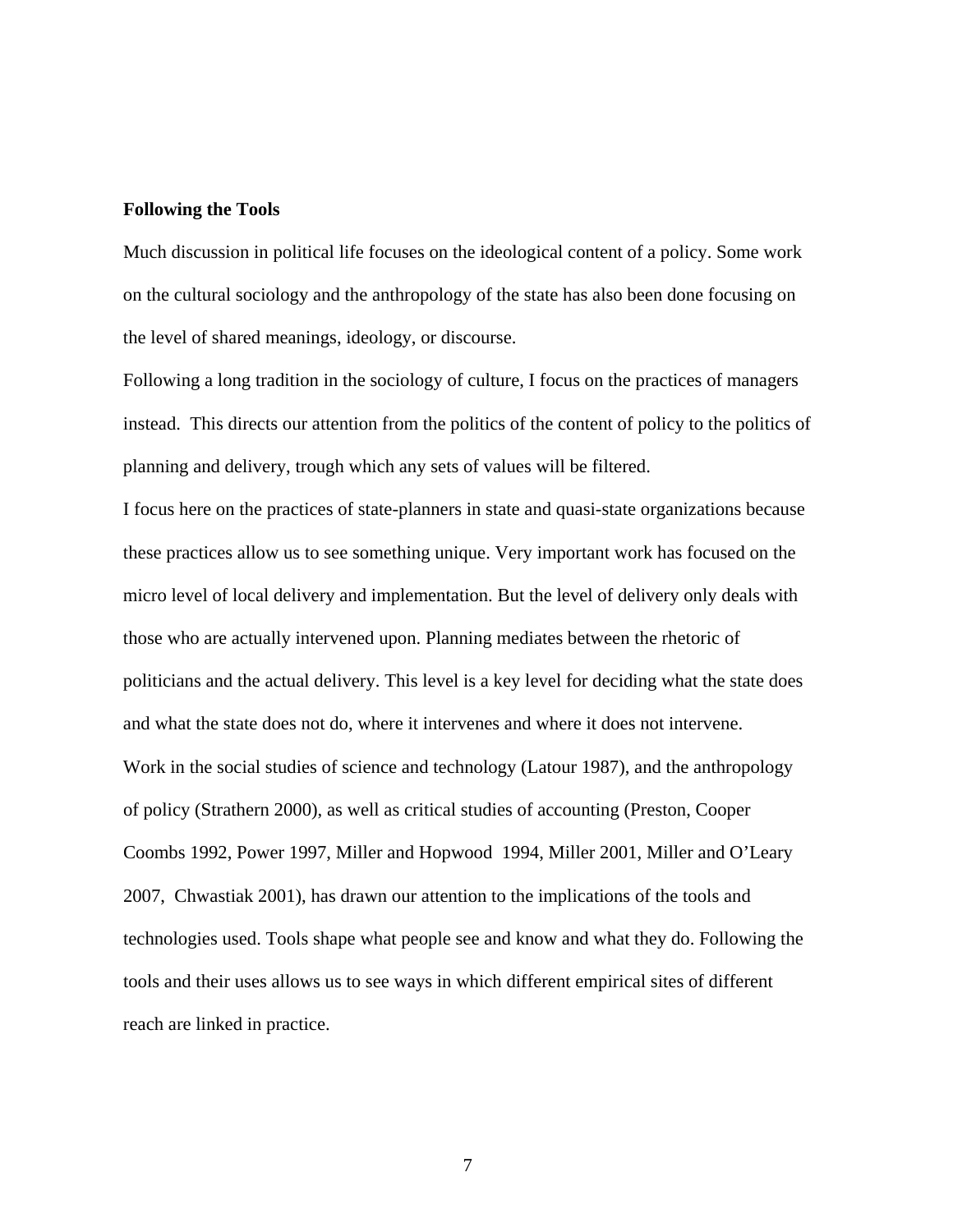**Following the Tools**

Much discussion in political life focuses on the ideological content of a policy. Some work on the cultural sociology and the anthropology of the state has also been done focusing on the level of shared meanings, ideology, or discourse.

Following a long tradition in the sociology of culture, I focus on the practices of managers instead. This directs our attention from the politics of the content of policy to the politics of planning and delivery, trough which any sets of values will be filtered.

I focus here on the practices of state-planners in state and quasi-state organizations because these practices allow us to see something unique. Very important work has focused on the micro level of local delivery and implementation. But the level of delivery only deals with those who are actually intervened upon. Planning mediates between the rhetoric of politicians and the actual delivery. This level is a key level for deciding what the state does and what the state does not do, where it intervenes and where it does not intervene.

Work in the social studies of science and technology (Latour 1987), and the anthropology of policy (Strathern 2000), as well as critical studies of accounting (Preston, Cooper Coombs 1992, Power 1997, Miller and Hopwood 1994, Miller 2001, Miller and O'Leary 2007, Chwastiak 2001), has drawn our attention to the implications of the tools and technologies used. Tools shape what people see and know and what they do. Following the tools and their uses allows us to see ways in which different empirical sites of different reach are linked in practice.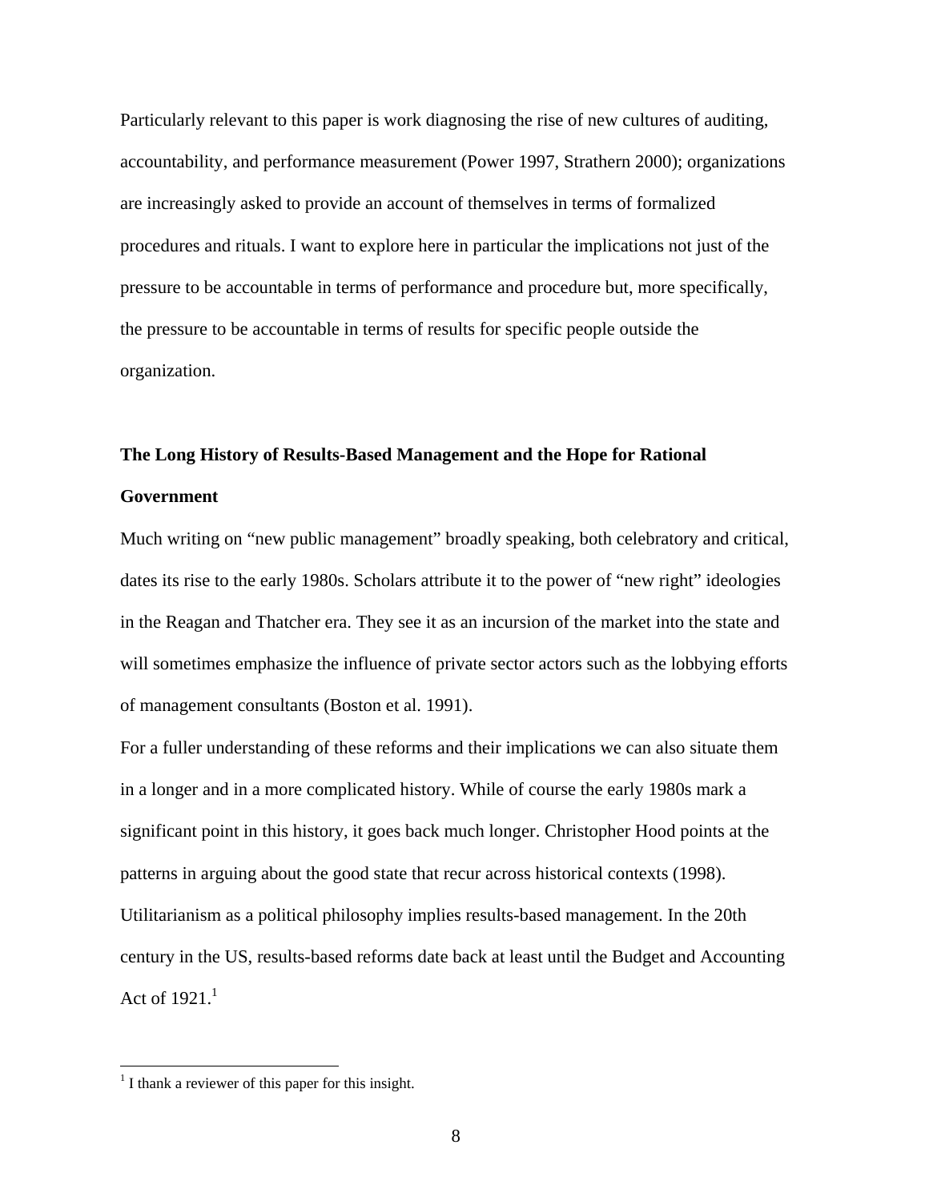Particularly relevant to this paper is work diagnosing the rise of new cultures of auditing, accountability, and performance measurement (Power 1997, Strathern 2000); organizations are increasingly asked to provide an account of themselves in terms of formalized procedures and rituals. I want to explore here in particular the implications not just of the pressure to be accountable in terms of performance and procedure but, more specifically, the pressure to be accountable in terms of results for specific people outside the organization.

**The Long History of Results-Based Management and the Hope for Rational Government**

Much writing on "new public management" broadly speaking, both celebratory and critical, dates its rise to the early 1980s. Scholars attribute it to the power of "new right" ideologies in the Reagan and Thatcher era. They see it as an incursion of the market into the state and will sometimes emphasize the influence of private sector actors such as the lobbying efforts of management consultants (Boston et al. 1991).

For a fuller understanding of these reforms and their implications we can also situate them in a longer and in a more complicated history. While of course the early 1980s mark a significant point in this history, it goes back much longer. Christopher Hood points at the patterns in arguing about the good state that recur across historical contexts (1998). Utilitarianism as a political philosophy implies results-based management. In the 20th century in the US, results-based reforms date back at least until the Budget and Accounting Act of 1921.[1]

[1] I thank a reviewer of this paper for this insight.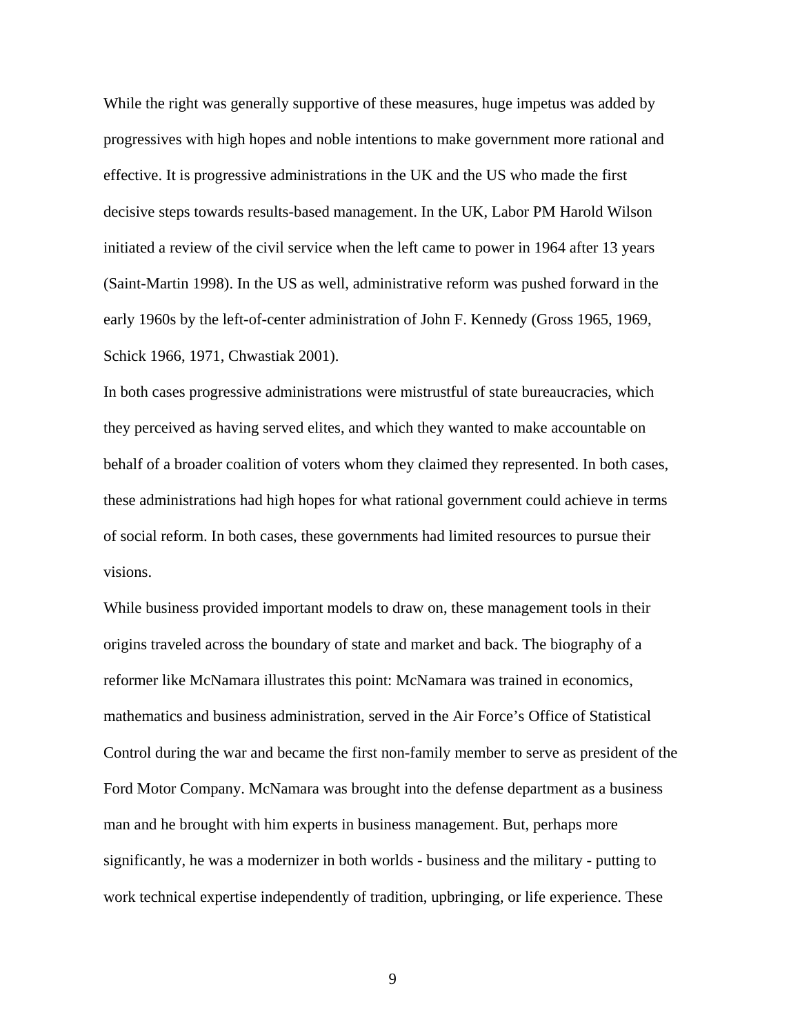While the right was generally supportive of these measures, huge impetus was added by progressives with high hopes and noble intentions to make government more rational and effective. It is progressive administrations in the UK and the US who made the first decisive steps towards results-based management. In the UK, Labor PM Harold Wilson initiated a review of the civil service when the left came to power in 1964 after 13 years (Saint-Martin 1998). In the US as well, administrative reform was pushed forward in the early 1960s by the left-of-center administration of John F. Kennedy (Gross 1965, 1969, Schick 1966, 1971, Chwastiak 2001).

In both cases progressive administrations were mistrustful of state bureaucracies, which they perceived as having served elites, and which they wanted to make accountable on behalf of a broader coalition of voters whom they claimed they represented. In both cases, these administrations had high hopes for what rational government could achieve in terms of social reform. In both cases, these governments had limited resources to pursue their visions.

While business provided important models to draw on, these management tools in their origins traveled across the boundary of state and market and back. The biography of a reformer like McNamara illustrates this point: McNamara was trained in economics, mathematics and business administration, served in the Air Force's Office of Statistical Control during the war and became the first non-family member to serve as president of the Ford Motor Company. McNamara was brought into the defense department as a business man and he brought with him experts in business management. But, perhaps more significantly, he was a modernizer in both worlds - business and the military - putting to work technical expertise independently of tradition, upbringing, or life experience. These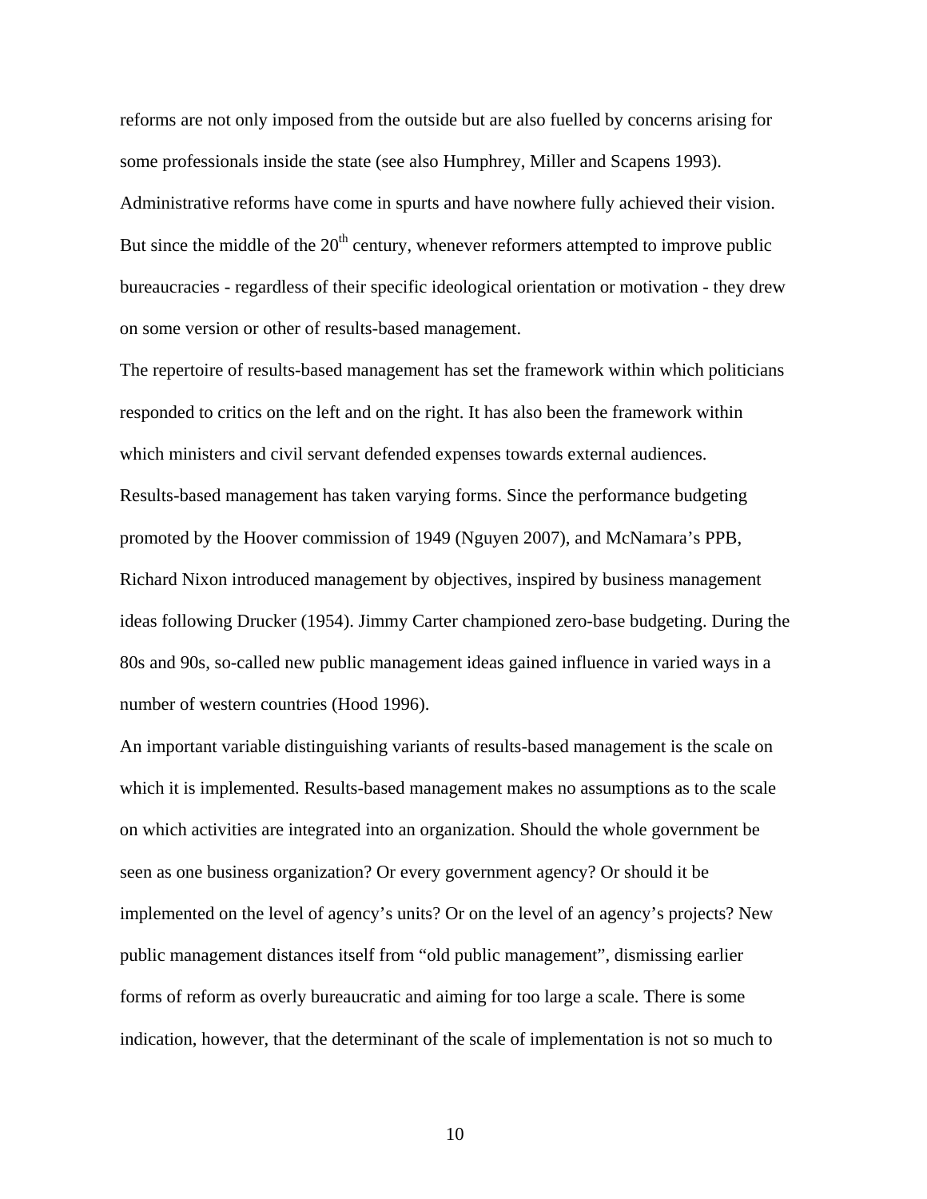reforms are not only imposed from the outside but are also fuelled by concerns arising for some professionals inside the state (see also Humphrey, Miller and Scapens 1993). Administrative reforms have come in spurts and have nowhere fully achieved their vision. But since the middle of the 20th century, whenever reformers attempted to improve public bureaucracies - regardless of their specific ideological orientation or motivation - they drew on some version or other of results-based management.

The repertoire of results-based management has set the framework within which politicians responded to critics on the left and on the right. It has also been the framework within which ministers and civil servant defended expenses towards external audiences.

Results-based management has taken varying forms. Since the performance budgeting promoted by the Hoover commission of 1949 (Nguyen 2007), and McNamara's PPB, Richard Nixon introduced management by objectives, inspired by business management ideas following Drucker (1954). Jimmy Carter championed zero-base budgeting. During the 80s and 90s, so-called new public management ideas gained influence in varied ways in a number of western countries (Hood 1996).

An important variable distinguishing variants of results-based management is the scale on which it is implemented. Results-based management makes no assumptions as to the scale on which activities are integrated into an organization. Should the whole government be seen as one business organization? Or every government agency? Or should it be implemented on the level of agency's units? Or on the level of an agency's projects? New public management distances itself from "old public management", dismissing earlier forms of reform as overly bureaucratic and aiming for too large a scale. There is some indication, however, that the determinant of the scale of implementation is not so much to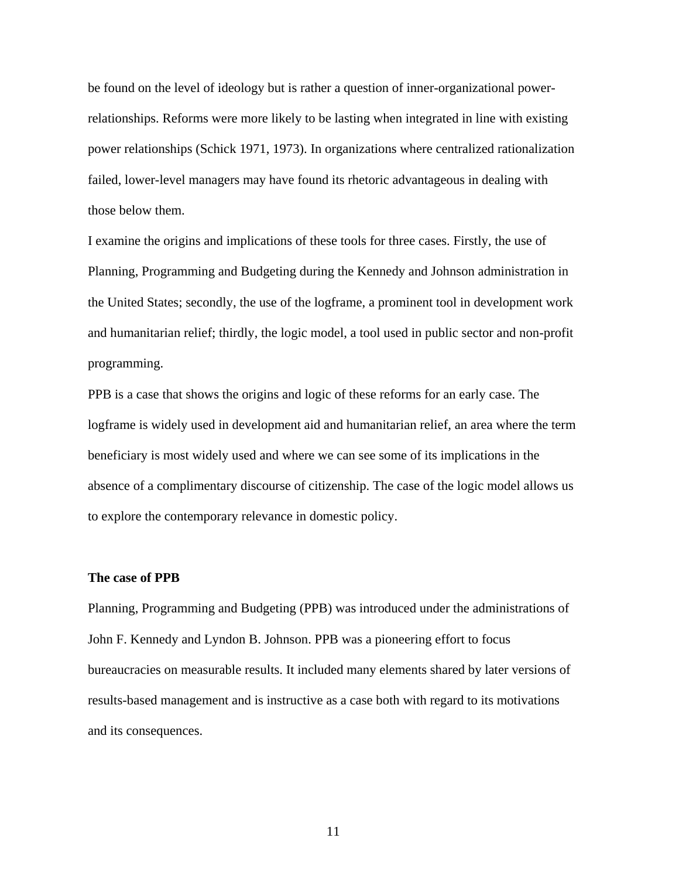be found on the level of ideology but is rather a question of inner-organizational power-relationships. Reforms were more likely to be lasting when integrated in line with existing power relationships (Schick 1971, 1973). In organizations where centralized rationalization failed, lower-level managers may have found its rhetoric advantageous in dealing with those below them.

I examine the origins and implications of these tools for three cases. Firstly, the use of Planning, Programming and Budgeting during the Kennedy and Johnson administration in the United States; secondly, the use of the logframe, a prominent tool in development work and humanitarian relief; thirdly, the logic model, a tool used in public sector and non-profit programming.

PPB is a case that shows the origins and logic of these reforms for an early case. The logframe is widely used in development aid and humanitarian relief, an area where the term beneficiary is most widely used and where we can see some of its implications in the absence of a complimentary discourse of citizenship. The case of the logic model allows us to explore the contemporary relevance in domestic policy.

**The case of PPB**

Planning, Programming and Budgeting (PPB) was introduced under the administrations of John F. Kennedy and Lyndon B. Johnson. PPB was a pioneering effort to focus bureaucracies on measurable results. It included many elements shared by later versions of results-based management and is instructive as a case both with regard to its motivations and its consequences.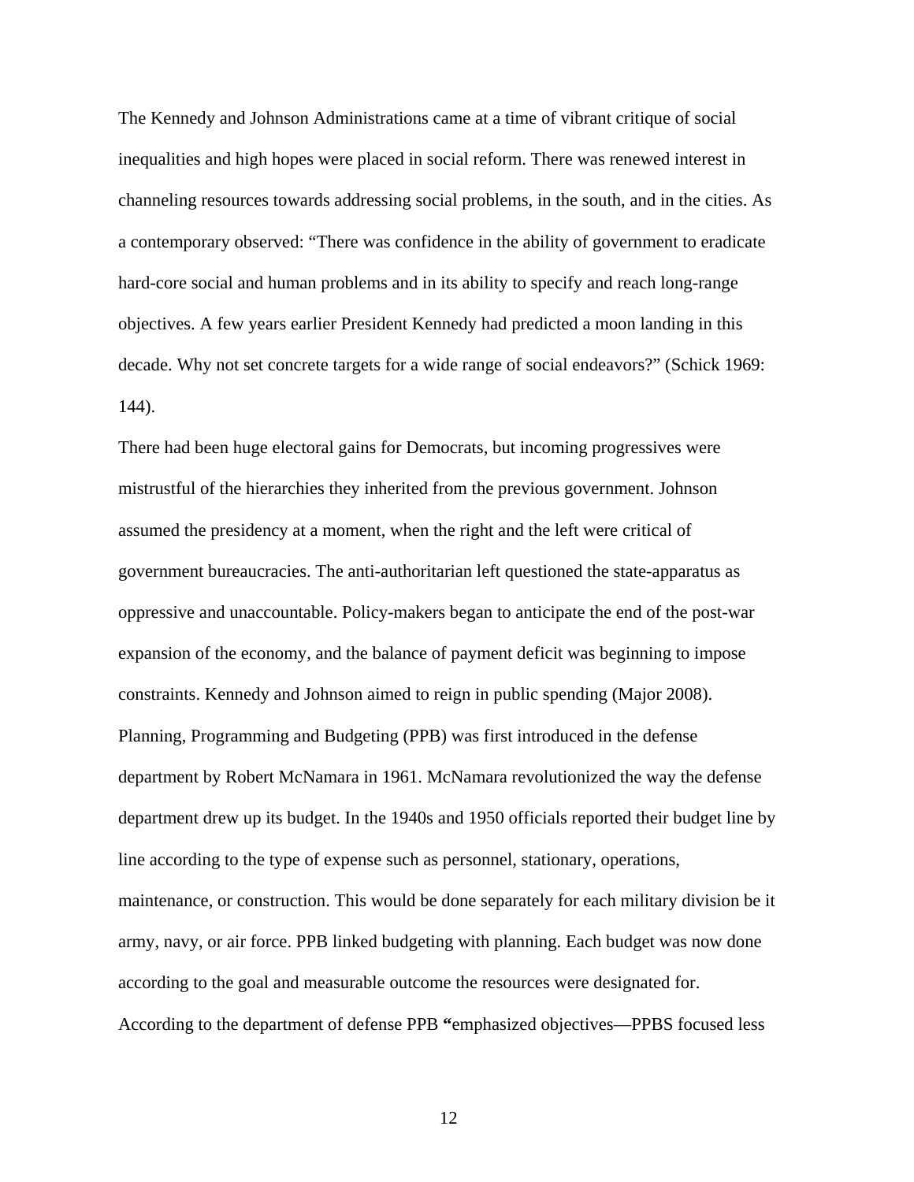The Kennedy and Johnson Administrations came at a time of vibrant critique of social inequalities and high hopes were placed in social reform. There was renewed interest in channeling resources towards addressing social problems, in the south, and in the cities. As a contemporary observed: "There was confidence in the ability of government to eradicate hard-core social and human problems and in its ability to specify and reach long-range objectives. A few years earlier President Kennedy had predicted a moon landing in this decade. Why not set concrete targets for a wide range of social endeavors?" (Schick 1969: 144).

There had been huge electoral gains for Democrats, but incoming progressives were mistrustful of the hierarchies they inherited from the previous government. Johnson assumed the presidency at a moment, when the right and the left were critical of government bureaucracies. The anti-authoritarian left questioned the state-apparatus as oppressive and unaccountable. Policy-makers began to anticipate the end of the post-war expansion of the economy, and the balance of payment deficit was beginning to impose constraints. Kennedy and Johnson aimed to reign in public spending (Major 2008).

Planning, Programming and Budgeting (PPB) was first introduced in the defense department by Robert McNamara in 1961. McNamara revolutionized the way the defense department drew up its budget. In the 1940s and 1950 officials reported their budget line by line according to the type of expense such as personnel, stationary, operations, maintenance, or construction. This would be done separately for each military division be it army, navy, or air force. PPB linked budgeting with planning. Each budget was now done according to the goal and measurable outcome the resources were designated for. According to the department of defense PPB **"**emphasized objectives—PPBS focused less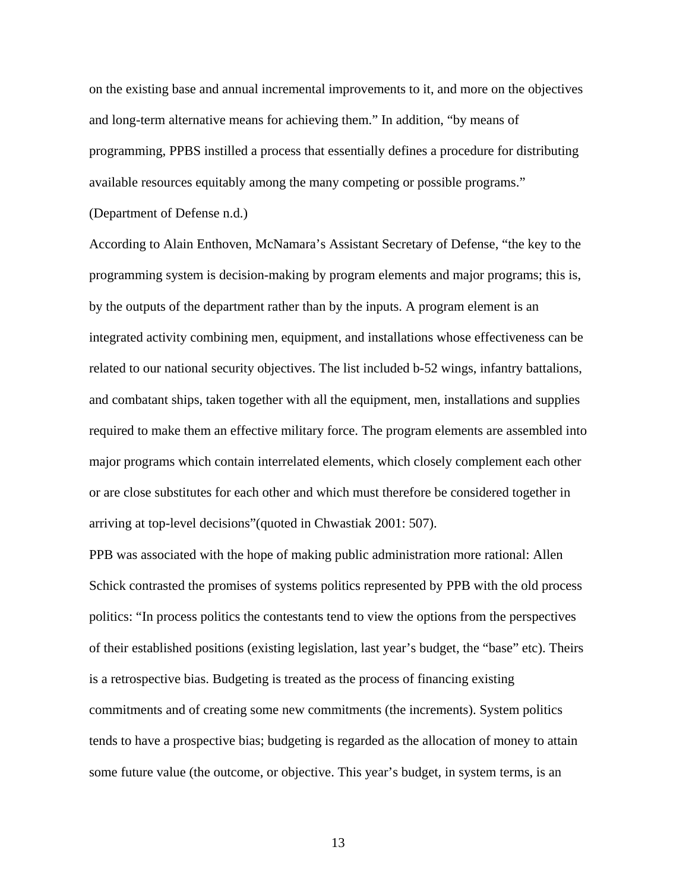on the existing base and annual incremental improvements to it, and more on the objectives and long-term alternative means for achieving them." In addition, "by means of programming, PPBS instilled a process that essentially defines a procedure for distributing available resources equitably among the many competing or possible programs." (Department of Defense n.d.)

According to Alain Enthoven, McNamara's Assistant Secretary of Defense, "the key to the programming system is decision-making by program elements and major programs; this is, by the outputs of the department rather than by the inputs. A program element is an integrated activity combining men, equipment, and installations whose effectiveness can be related to our national security objectives. The list included b-52 wings, infantry battalions, and combatant ships, taken together with all the equipment, men, installations and supplies required to make them an effective military force. The program elements are assembled into major programs which contain interrelated elements, which closely complement each other or are close substitutes for each other and which must therefore be considered together in arriving at top-level decisions"(quoted in Chwastiak 2001: 507).

PPB was associated with the hope of making public administration more rational: Allen Schick contrasted the promises of systems politics represented by PPB with the old process politics: "In process politics the contestants tend to view the options from the perspectives of their established positions (existing legislation, last year's budget, the "base" etc). Theirs is a retrospective bias. Budgeting is treated as the process of financing existing commitments and of creating some new commitments (the increments). System politics tends to have a prospective bias; budgeting is regarded as the allocation of money to attain some future value (the outcome, or objective. This year's budget, in system terms, is an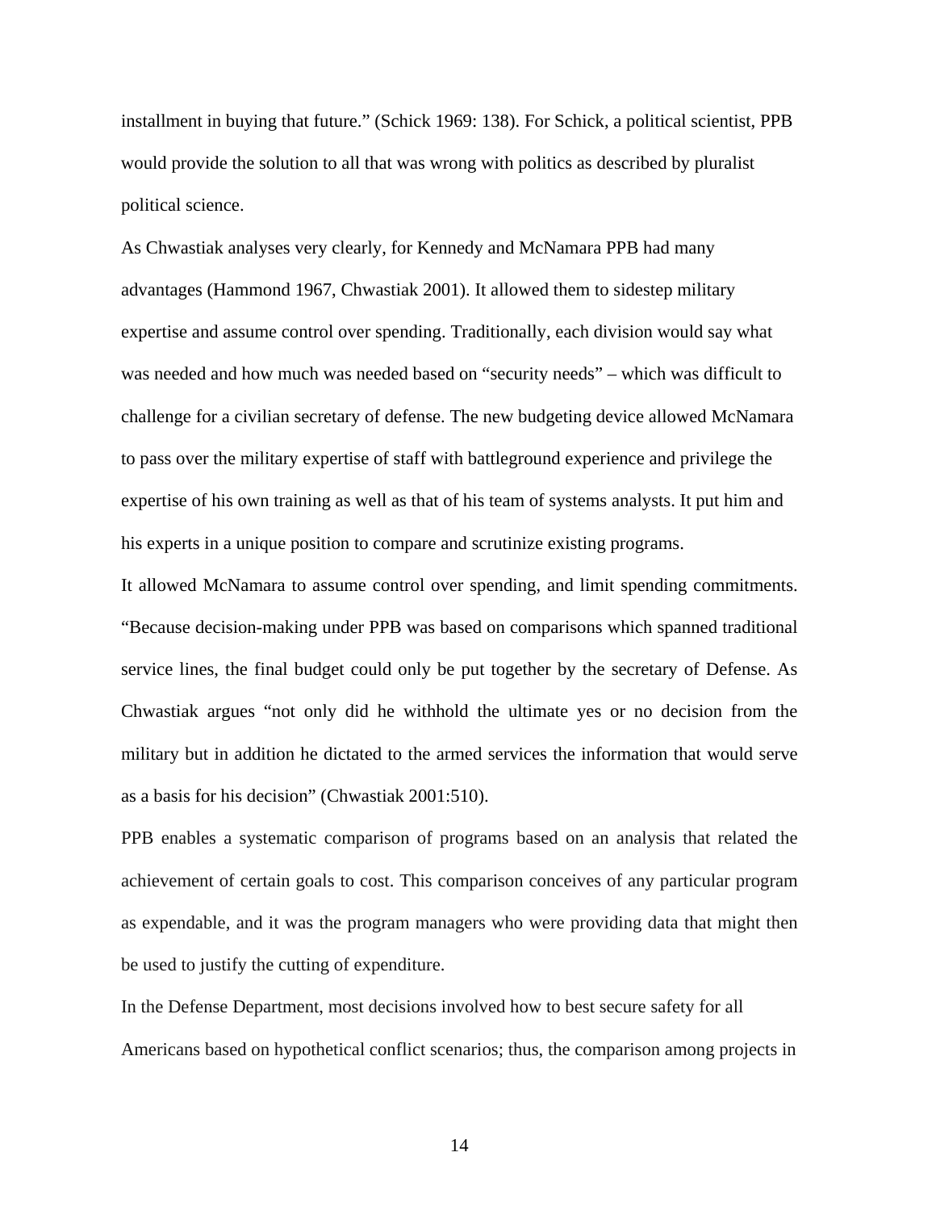installment in buying that future." (Schick 1969: 138). For Schick, a political scientist, PPB would provide the solution to all that was wrong with politics as described by pluralist political science.

As Chwastiak analyses very clearly, for Kennedy and McNamara PPB had many advantages (Hammond 1967, Chwastiak 2001). It allowed them to sidestep military expertise and assume control over spending. Traditionally, each division would say what was needed and how much was needed based on "security needs" – which was difficult to challenge for a civilian secretary of defense. The new budgeting device allowed McNamara to pass over the military expertise of staff with battleground experience and privilege the expertise of his own training as well as that of his team of systems analysts. It put him and his experts in a unique position to compare and scrutinize existing programs.

It allowed McNamara to assume control over spending, and limit spending commitments. "Because decision-making under PPB was based on comparisons which spanned traditional service lines, the final budget could only be put together by the secretary of Defense. As Chwastiak argues "not only did he withhold the ultimate yes or no decision from the military but in addition he dictated to the armed services the information that would serve as a basis for his decision" (Chwastiak 2001:510).

PPB enables a systematic comparison of programs based on an analysis that related the achievement of certain goals to cost. This comparison conceives of any particular program as expendable, and it was the program managers who were providing data that might then be used to justify the cutting of expenditure.

In the Defense Department, most decisions involved how to best secure safety for all Americans based on hypothetical conflict scenarios; thus, the comparison among projects in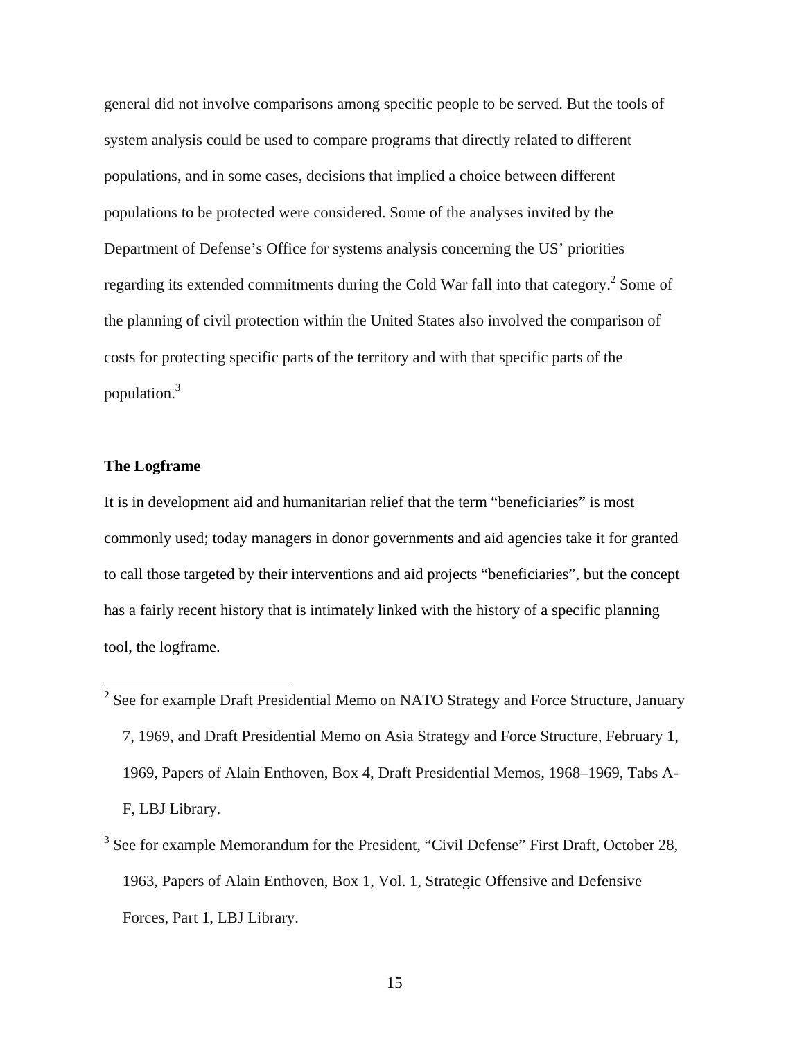general did not involve comparisons among specific people to be served. But the tools of system analysis could be used to compare programs that directly related to different populations, and in some cases, decisions that implied a choice between different populations to be protected were considered. Some of the analyses invited by the Department of Defense's Office for systems analysis concerning the US' priorities regarding its extended commitments during the Cold War fall into that category.[2] Some of the planning of civil protection within the United States also involved the comparison of costs for protecting specific parts of the territory and with that specific parts of the population.[3]

**The Logframe**

It is in development aid and humanitarian relief that the term "beneficiaries" is most commonly used; today managers in donor governments and aid agencies take it for granted to call those targeted by their interventions and aid projects "beneficiaries", but the concept has a fairly recent history that is intimately linked with the history of a specific planning tool, the logframe.

[2] See for example Draft Presidential Memo on NATO Strategy and Force Structure, January 7, 1969, and Draft Presidential Memo on Asia Strategy and Force Structure, February 1, 1969, Papers of Alain Enthoven, Box 4, Draft Presidential Memos, 1968–1969, Tabs A-F, LBJ Library.

[3] See for example Memorandum for the President, "Civil Defense" First Draft, October 28, 1963, Papers of Alain Enthoven, Box 1, Vol. 1, Strategic Offensive and Defensive Forces, Part 1, LBJ Library.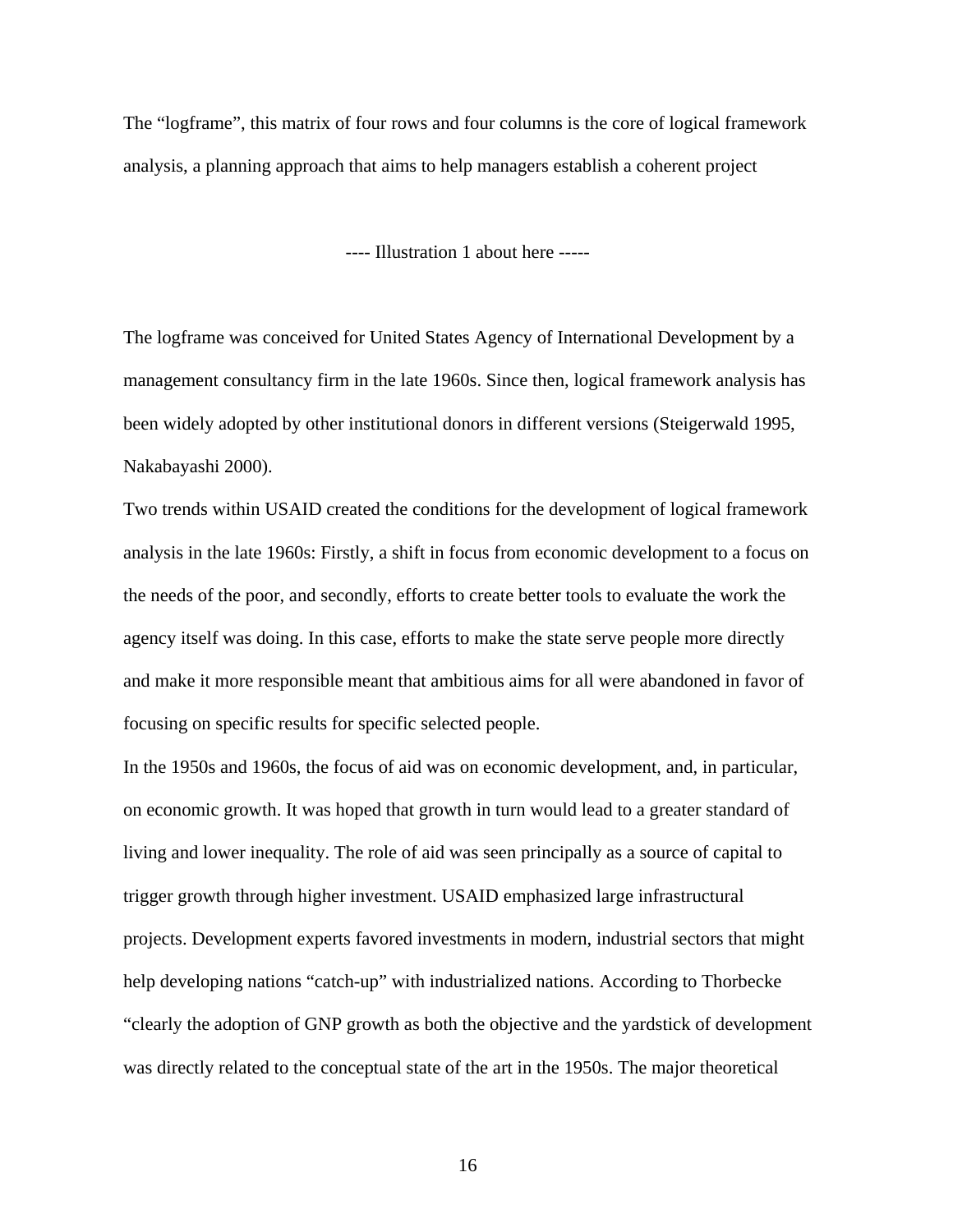The "logframe", this matrix of four rows and four columns is the core of logical framework analysis, a planning approach that aims to help managers establish a coherent project

---- Illustration 1 about here -----

The logframe was conceived for United States Agency of International Development by a management consultancy firm in the late 1960s. Since then, logical framework analysis has been widely adopted by other institutional donors in different versions (Steigerwald 1995, Nakabayashi 2000).

Two trends within USAID created the conditions for the development of logical framework analysis in the late 1960s: Firstly, a shift in focus from economic development to a focus on the needs of the poor, and secondly, efforts to create better tools to evaluate the work the agency itself was doing. In this case, efforts to make the state serve people more directly and make it more responsible meant that ambitious aims for all were abandoned in favor of focusing on specific results for specific selected people.

In the 1950s and 1960s, the focus of aid was on economic development, and, in particular, on economic growth. It was hoped that growth in turn would lead to a greater standard of living and lower inequality. The role of aid was seen principally as a source of capital to trigger growth through higher investment. USAID emphasized large infrastructural projects. Development experts favored investments in modern, industrial sectors that might help developing nations "catch-up" with industrialized nations. According to Thorbecke "clearly the adoption of GNP growth as both the objective and the yardstick of development was directly related to the conceptual state of the art in the 1950s. The major theoretical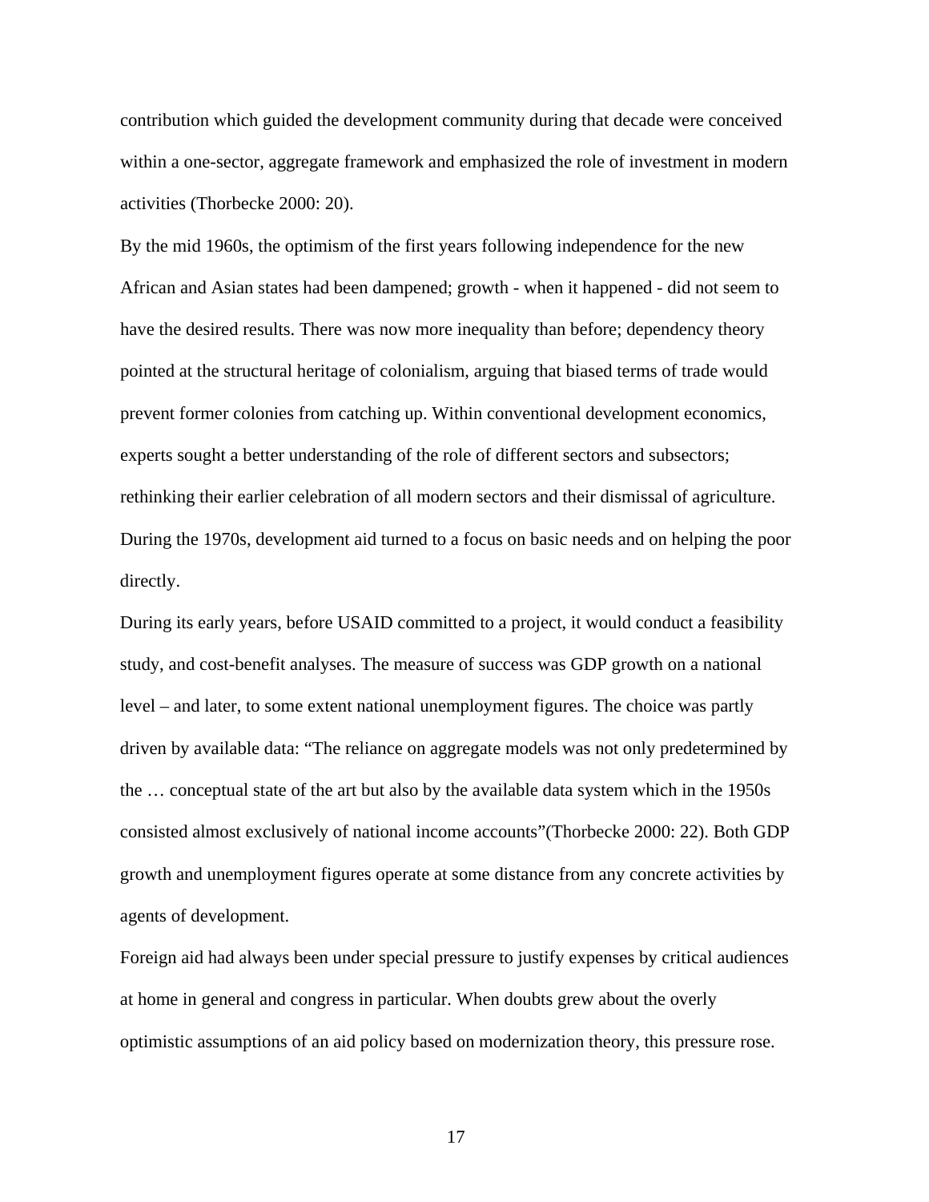contribution which guided the development community during that decade were conceived within a one-sector, aggregate framework and emphasized the role of investment in modern activities (Thorbecke 2000: 20).

By the mid 1960s, the optimism of the first years following independence for the new African and Asian states had been dampened; growth - when it happened - did not seem to have the desired results. There was now more inequality than before; dependency theory pointed at the structural heritage of colonialism, arguing that biased terms of trade would prevent former colonies from catching up. Within conventional development economics, experts sought a better understanding of the role of different sectors and subsectors; rethinking their earlier celebration of all modern sectors and their dismissal of agriculture. During the 1970s, development aid turned to a focus on basic needs and on helping the poor directly.

During its early years, before USAID committed to a project, it would conduct a feasibility study, and cost-benefit analyses. The measure of success was GDP growth on a national level – and later, to some extent national unemployment figures. The choice was partly driven by available data: "The reliance on aggregate models was not only predetermined by the … conceptual state of the art but also by the available data system which in the 1950s consisted almost exclusively of national income accounts"(Thorbecke 2000: 22). Both GDP growth and unemployment figures operate at some distance from any concrete activities by agents of development.

Foreign aid had always been under special pressure to justify expenses by critical audiences at home in general and congress in particular. When doubts grew about the overly optimistic assumptions of an aid policy based on modernization theory, this pressure rose.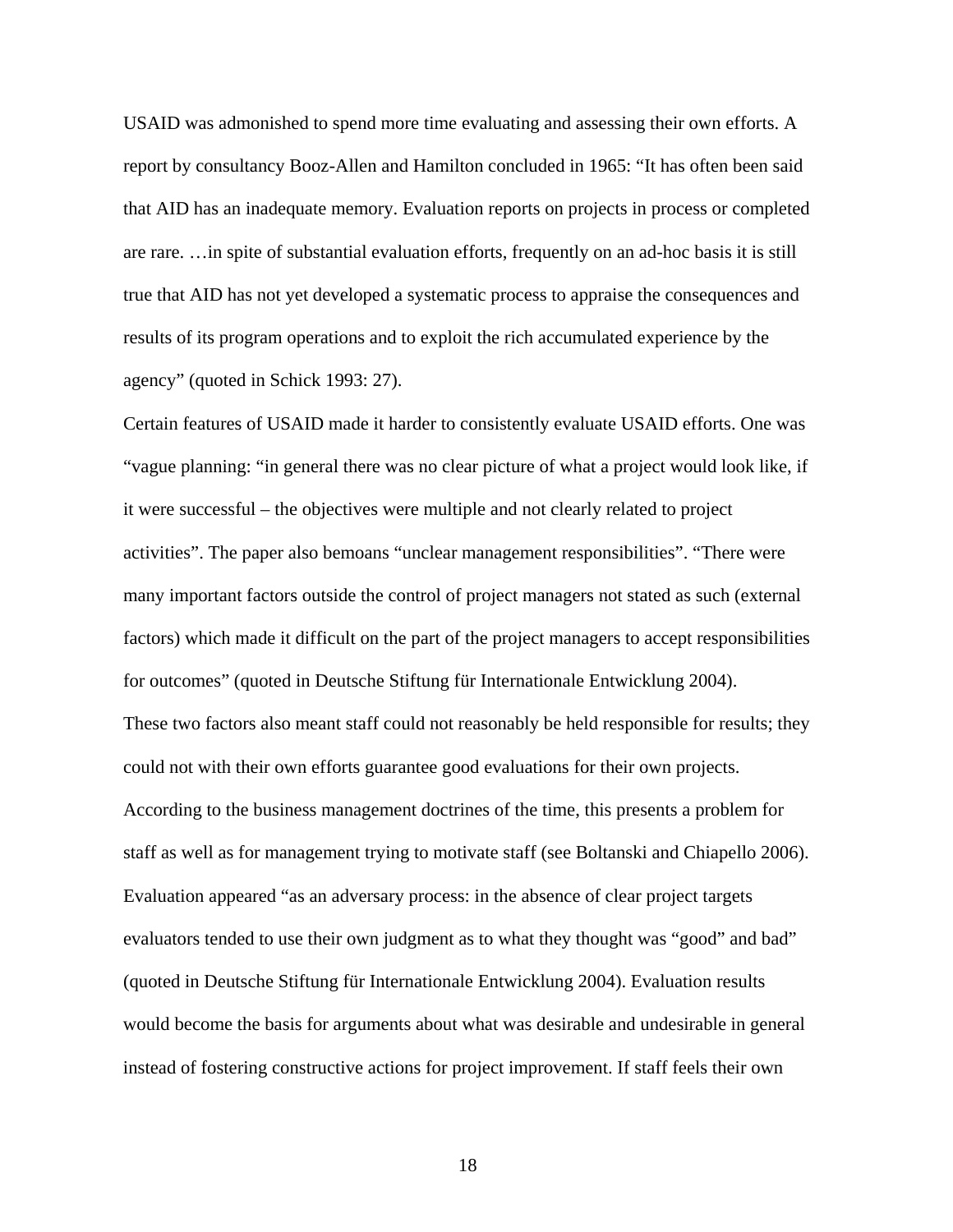USAID was admonished to spend more time evaluating and assessing their own efforts. A report by consultancy Booz-Allen and Hamilton concluded in 1965: "It has often been said that AID has an inadequate memory. Evaluation reports on projects in process or completed are rare. …in spite of substantial evaluation efforts, frequently on an ad-hoc basis it is still true that AID has not yet developed a systematic process to appraise the consequences and results of its program operations and to exploit the rich accumulated experience by the agency" (quoted in Schick 1993: 27).

Certain features of USAID made it harder to consistently evaluate USAID efforts. One was "vague planning: "in general there was no clear picture of what a project would look like, if it were successful – the objectives were multiple and not clearly related to project activities". The paper also bemoans "unclear management responsibilities". "There were many important factors outside the control of project managers not stated as such (external factors) which made it difficult on the part of the project managers to accept responsibilities for outcomes" (quoted in Deutsche Stiftung für Internationale Entwicklung 2004).

These two factors also meant staff could not reasonably be held responsible for results; they could not with their own efforts guarantee good evaluations for their own projects. According to the business management doctrines of the time, this presents a problem for staff as well as for management trying to motivate staff (see Boltanski and Chiapello 2006). Evaluation appeared "as an adversary process: in the absence of clear project targets evaluators tended to use their own judgment as to what they thought was "good" and bad" (quoted in Deutsche Stiftung für Internationale Entwicklung 2004). Evaluation results would become the basis for arguments about what was desirable and undesirable in general instead of fostering constructive actions for project improvement. If staff feels their own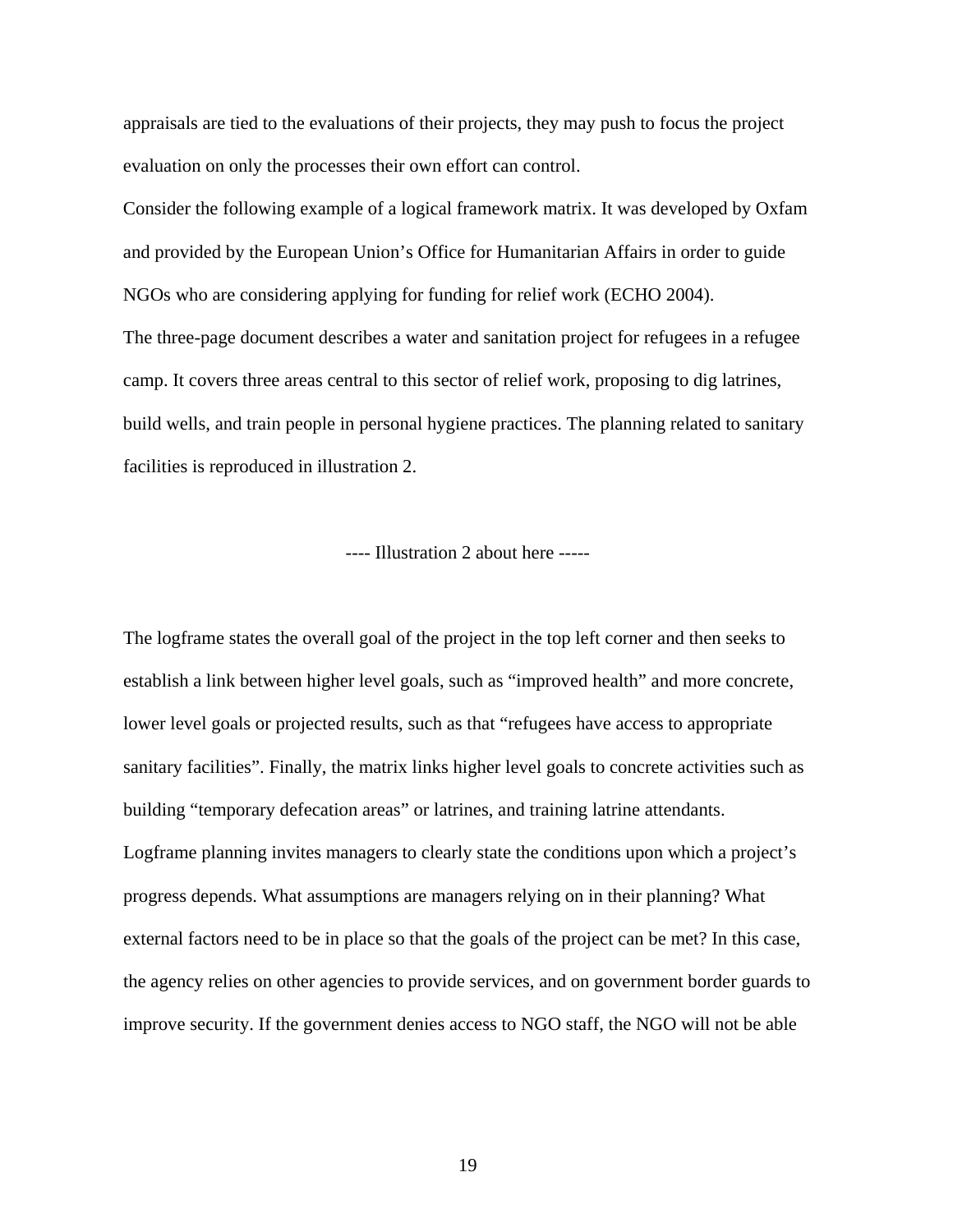appraisals are tied to the evaluations of their projects, they may push to focus the project evaluation on only the processes their own effort can control.

Consider the following example of a logical framework matrix. It was developed by Oxfam and provided by the European Union's Office for Humanitarian Affairs in order to guide NGOs who are considering applying for funding for relief work (ECHO 2004).

The three-page document describes a water and sanitation project for refugees in a refugee camp. It covers three areas central to this sector of relief work, proposing to dig latrines, build wells, and train people in personal hygiene practices. The planning related to sanitary facilities is reproduced in illustration 2.

---- Illustration 2 about here -----

The logframe states the overall goal of the project in the top left corner and then seeks to establish a link between higher level goals, such as "improved health" and more concrete, lower level goals or projected results, such as that "refugees have access to appropriate sanitary facilities". Finally, the matrix links higher level goals to concrete activities such as building "temporary defecation areas" or latrines, and training latrine attendants.

Logframe planning invites managers to clearly state the conditions upon which a project's progress depends. What assumptions are managers relying on in their planning? What external factors need to be in place so that the goals of the project can be met? In this case, the agency relies on other agencies to provide services, and on government border guards to improve security. If the government denies access to NGO staff, the NGO will not be able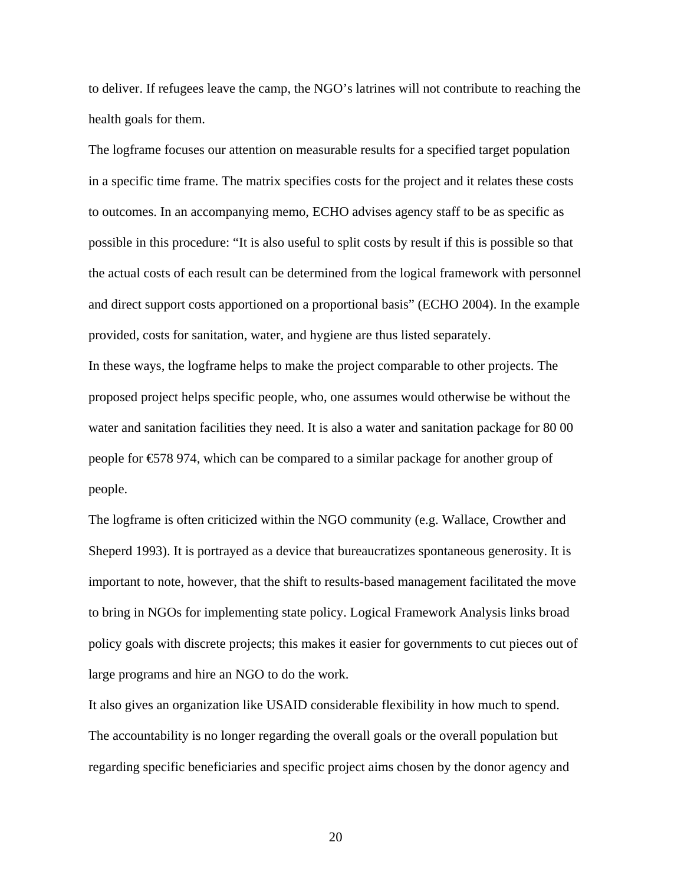to deliver. If refugees leave the camp, the NGO's latrines will not contribute to reaching the health goals for them.

The logframe focuses our attention on measurable results for a specified target population in a specific time frame. The matrix specifies costs for the project and it relates these costs to outcomes. In an accompanying memo, ECHO advises agency staff to be as specific as possible in this procedure: "It is also useful to split costs by result if this is possible so that the actual costs of each result can be determined from the logical framework with personnel and direct support costs apportioned on a proportional basis" (ECHO 2004). In the example provided, costs for sanitation, water, and hygiene are thus listed separately.

In these ways, the logframe helps to make the project comparable to other projects. The proposed project helps specific people, who, one assumes would otherwise be without the water and sanitation facilities they need. It is also a water and sanitation package for 80 00 people for €578 974, which can be compared to a similar package for another group of people.

The logframe is often criticized within the NGO community (e.g. Wallace, Crowther and Sheperd 1993). It is portrayed as a device that bureaucratizes spontaneous generosity. It is important to note, however, that the shift to results-based management facilitated the move to bring in NGOs for implementing state policy. Logical Framework Analysis links broad policy goals with discrete projects; this makes it easier for governments to cut pieces out of large programs and hire an NGO to do the work.

It also gives an organization like USAID considerable flexibility in how much to spend. The accountability is no longer regarding the overall goals or the overall population but regarding specific beneficiaries and specific project aims chosen by the donor agency and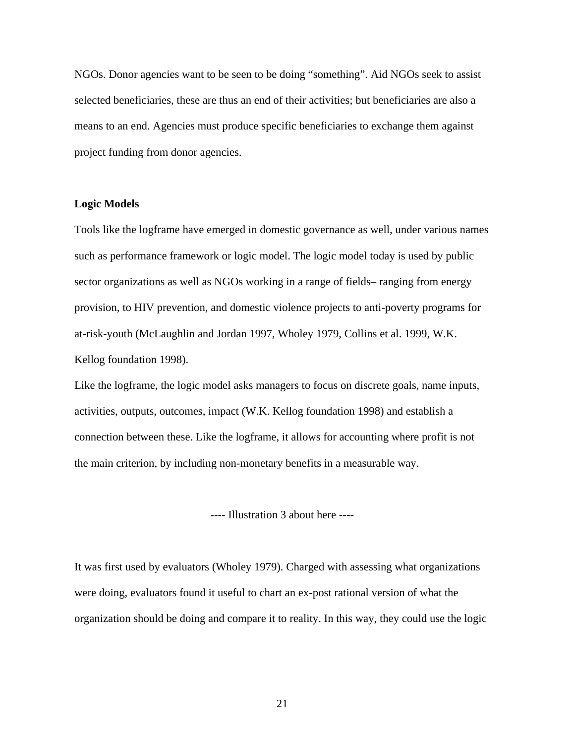NGOs. Donor agencies want to be seen to be doing “something”. Aid NGOs seek to assist selected beneficiaries, these are thus an end of their activities; but beneficiaries are also a means to an end. Agencies must produce specific beneficiaries to exchange them against project funding from donor agencies.

**Logic Models**

Tools like the logframe have emerged in domestic governance as well, under various names such as performance framework or logic model. The logic model today is used by public sector organizations as well as NGOs working in a range of fields– ranging from energy provision, to HIV prevention, and domestic violence projects to anti-poverty programs for at-risk-youth (McLaughlin and Jordan 1997, Wholey 1979, Collins et al. 1999, W.K. Kellog foundation 1998).

Like the logframe, the logic model asks managers to focus on discrete goals, name inputs, activities, outputs, outcomes, impact (W.K. Kellog foundation 1998) and establish a connection between these. Like the logframe, it allows for accounting where profit is not the main criterion, by including non-monetary benefits in a measurable way.

---- Illustration 3 about here ----

It was first used by evaluators (Wholey 1979). Charged with assessing what organizations were doing, evaluators found it useful to chart an ex-post rational version of what the organization should be doing and compare it to reality. In this way, they could use the logic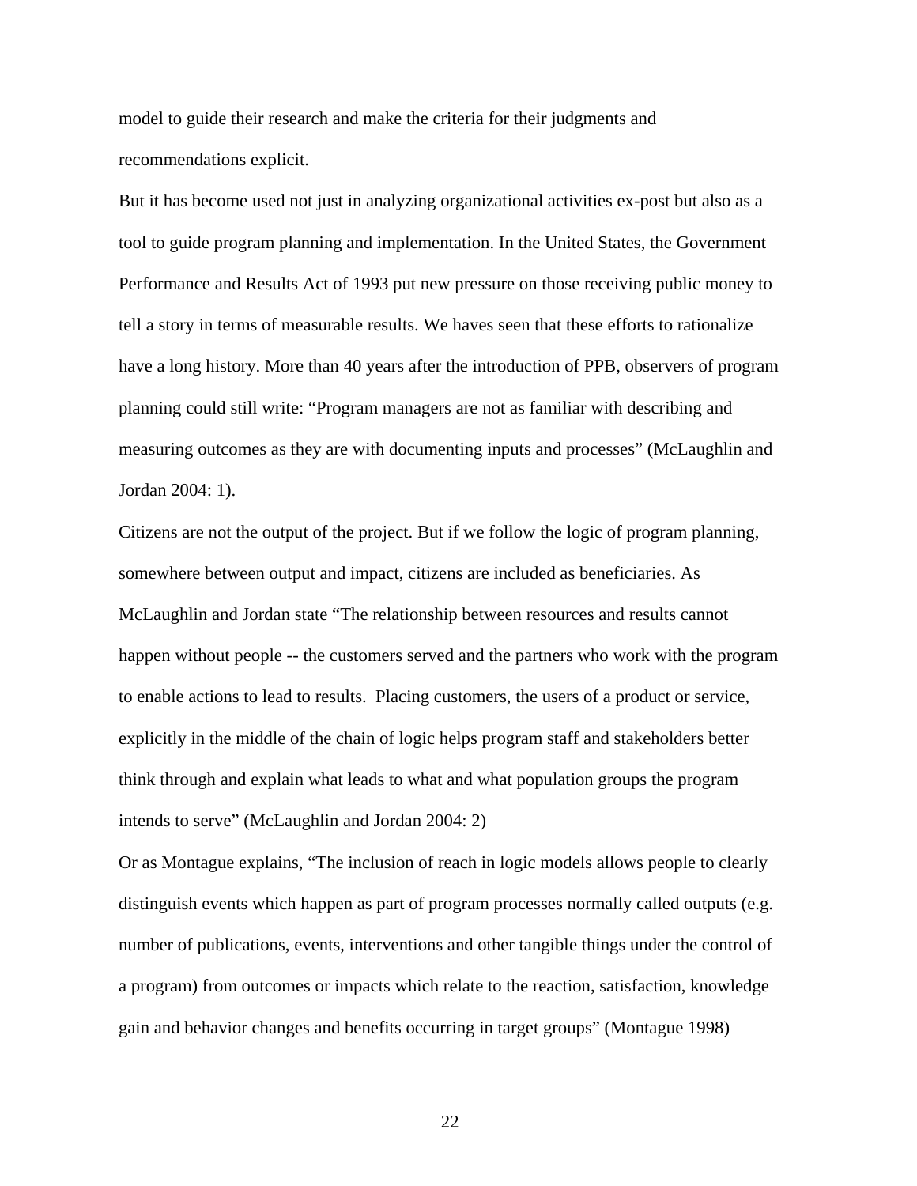model to guide their research and make the criteria for their judgments and recommendations explicit.

But it has become used not just in analyzing organizational activities ex-post but also as a tool to guide program planning and implementation. In the United States, the Government Performance and Results Act of 1993 put new pressure on those receiving public money to tell a story in terms of measurable results. We haves seen that these efforts to rationalize have a long history. More than 40 years after the introduction of PPB, observers of program planning could still write: "Program managers are not as familiar with describing and measuring outcomes as they are with documenting inputs and processes" (McLaughlin and Jordan 2004: 1).

Citizens are not the output of the project. But if we follow the logic of program planning, somewhere between output and impact, citizens are included as beneficiaries. As McLaughlin and Jordan state "The relationship between resources and results cannot happen without people -- the customers served and the partners who work with the program to enable actions to lead to results. Placing customers, the users of a product or service, explicitly in the middle of the chain of logic helps program staff and stakeholders better think through and explain what leads to what and what population groups the program intends to serve" (McLaughlin and Jordan 2004: 2)

Or as Montague explains, "The inclusion of reach in logic models allows people to clearly distinguish events which happen as part of program processes normally called outputs (e.g. number of publications, events, interventions and other tangible things under the control of a program) from outcomes or impacts which relate to the reaction, satisfaction, knowledge gain and behavior changes and benefits occurring in target groups" (Montague 1998)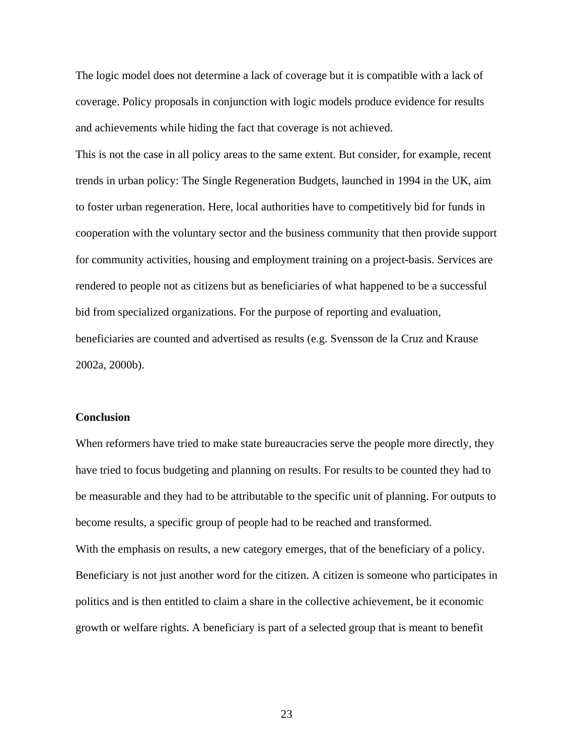The logic model does not determine a lack of coverage but it is compatible with a lack of coverage. Policy proposals in conjunction with logic models produce evidence for results and achievements while hiding the fact that coverage is not achieved.

This is not the case in all policy areas to the same extent. But consider, for example, recent trends in urban policy: The Single Regeneration Budgets, launched in 1994 in the UK, aim to foster urban regeneration. Here, local authorities have to competitively bid for funds in cooperation with the voluntary sector and the business community that then provide support for community activities, housing and employment training on a project-basis. Services are rendered to people not as citizens but as beneficiaries of what happened to be a successful bid from specialized organizations. For the purpose of reporting and evaluation, beneficiaries are counted and advertised as results (e.g. Svensson de la Cruz and Krause 2002a, 2000b).

### Conclusion

When reformers have tried to make state bureaucracies serve the people more directly, they have tried to focus budgeting and planning on results. For results to be counted they had to be measurable and they had to be attributable to the specific unit of planning. For outputs to become results, a specific group of people had to be reached and transformed.

With the emphasis on results, a new category emerges, that of the beneficiary of a policy. Beneficiary is not just another word for the citizen. A citizen is someone who participates in politics and is then entitled to claim a share in the collective achievement, be it economic growth or welfare rights. A beneficiary is part of a selected group that is meant to benefit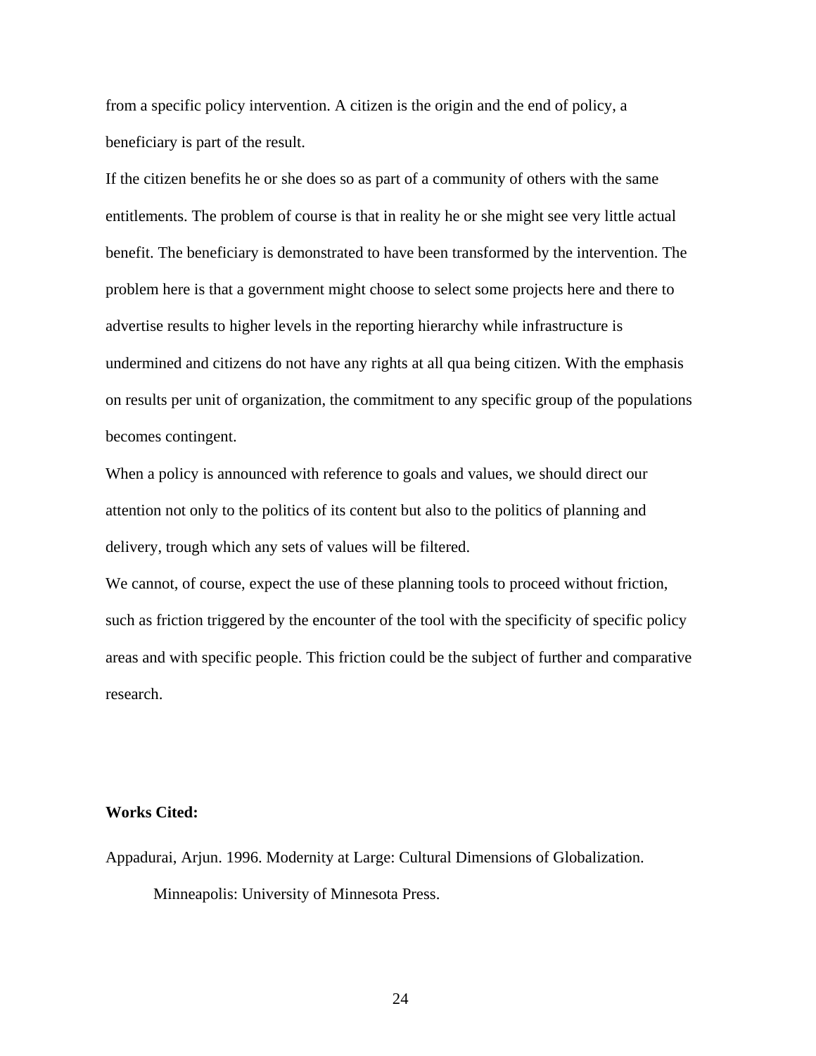from a specific policy intervention. A citizen is the origin and the end of policy, a beneficiary is part of the result.

If the citizen benefits he or she does so as part of a community of others with the same entitlements. The problem of course is that in reality he or she might see very little actual benefit. The beneficiary is demonstrated to have been transformed by the intervention. The problem here is that a government might choose to select some projects here and there to advertise results to higher levels in the reporting hierarchy while infrastructure is undermined and citizens do not have any rights at all qua being citizen. With the emphasis on results per unit of organization, the commitment to any specific group of the populations becomes contingent.

When a policy is announced with reference to goals and values, we should direct our attention not only to the politics of its content but also to the politics of planning and delivery, trough which any sets of values will be filtered.

We cannot, of course, expect the use of these planning tools to proceed without friction, such as friction triggered by the encounter of the tool with the specificity of specific policy areas and with specific people. This friction could be the subject of further and comparative research.

**Works Cited:**

Appadurai, Arjun. 1996. Modernity at Large: Cultural Dimensions of Globalization. Minneapolis: University of Minnesota Press.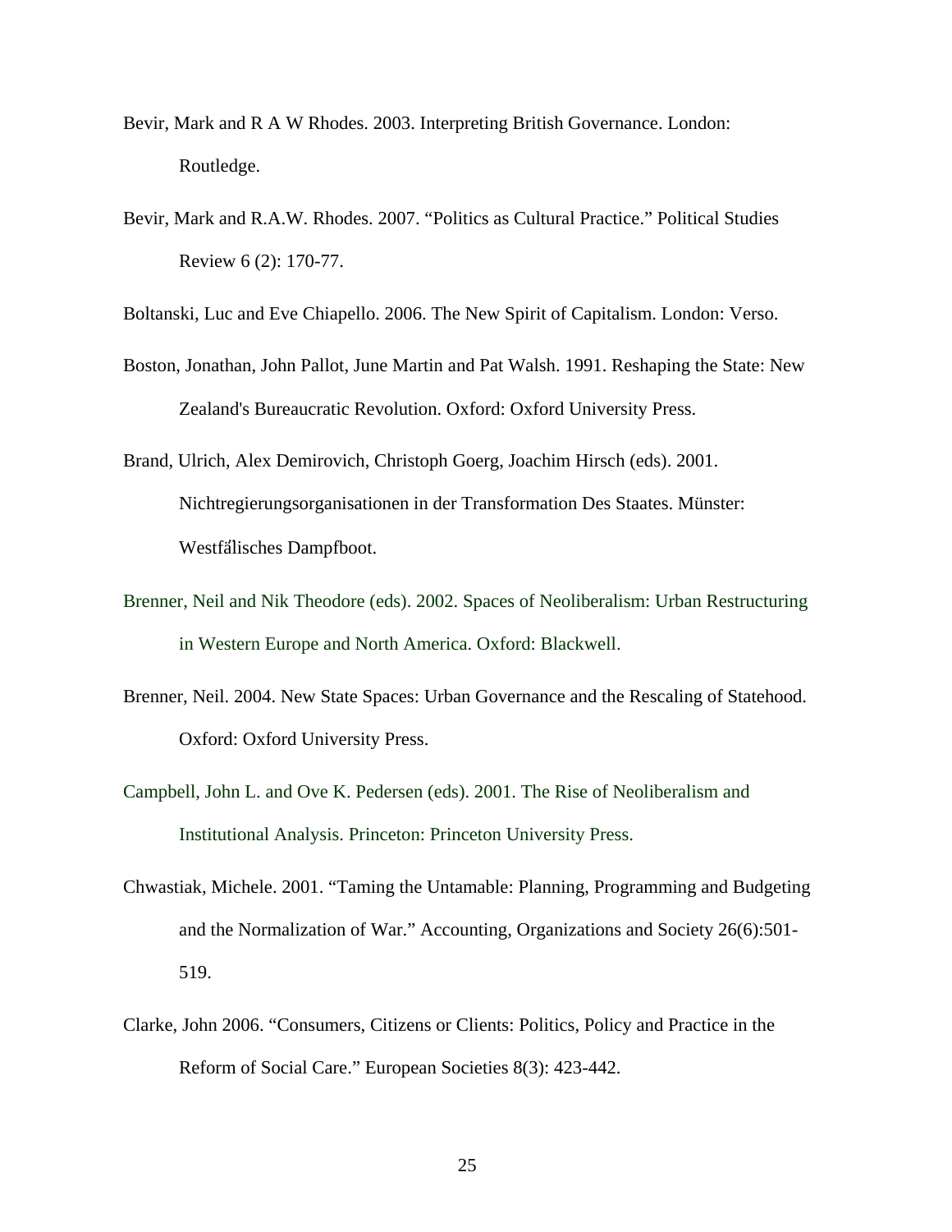Bevir, Mark and R A W Rhodes. 2003. Interpreting British Governance. London: Routledge.

Bevir, Mark and R.A.W. Rhodes. 2007. "Politics as Cultural Practice." Political Studies Review 6 (2): 170-77.

Boltanski, Luc and Eve Chiapello. 2006. The New Spirit of Capitalism. London: Verso.

Boston, Jonathan, John Pallot, June Martin and Pat Walsh. 1991. Reshaping the State: New Zealand's Bureaucratic Revolution. Oxford: Oxford University Press.

Brand, Ulrich, Alex Demirovich, Christoph Goerg, Joachim Hirsch (eds). 2001. Nichtregierungsorganisationen in der Transformation Des Staates. Münster: Westfälisches Dampfboot.

Brenner, Neil and Nik Theodore (eds). 2002. Spaces of Neoliberalism: Urban Restructuring in Western Europe and North America. Oxford: Blackwell.

Brenner, Neil. 2004. New State Spaces: Urban Governance and the Rescaling of Statehood. Oxford: Oxford University Press.

Campbell, John L. and Ove K. Pedersen (eds). 2001. The Rise of Neoliberalism and Institutional Analysis. Princeton: Princeton University Press.

Chwastiak, Michele. 2001. "Taming the Untamable: Planning, Programming and Budgeting and the Normalization of War." Accounting, Organizations and Society 26(6):501-519.

Clarke, John 2006. "Consumers, Citizens or Clients: Politics, Policy and Practice in the Reform of Social Care." European Societies 8(3): 423-442.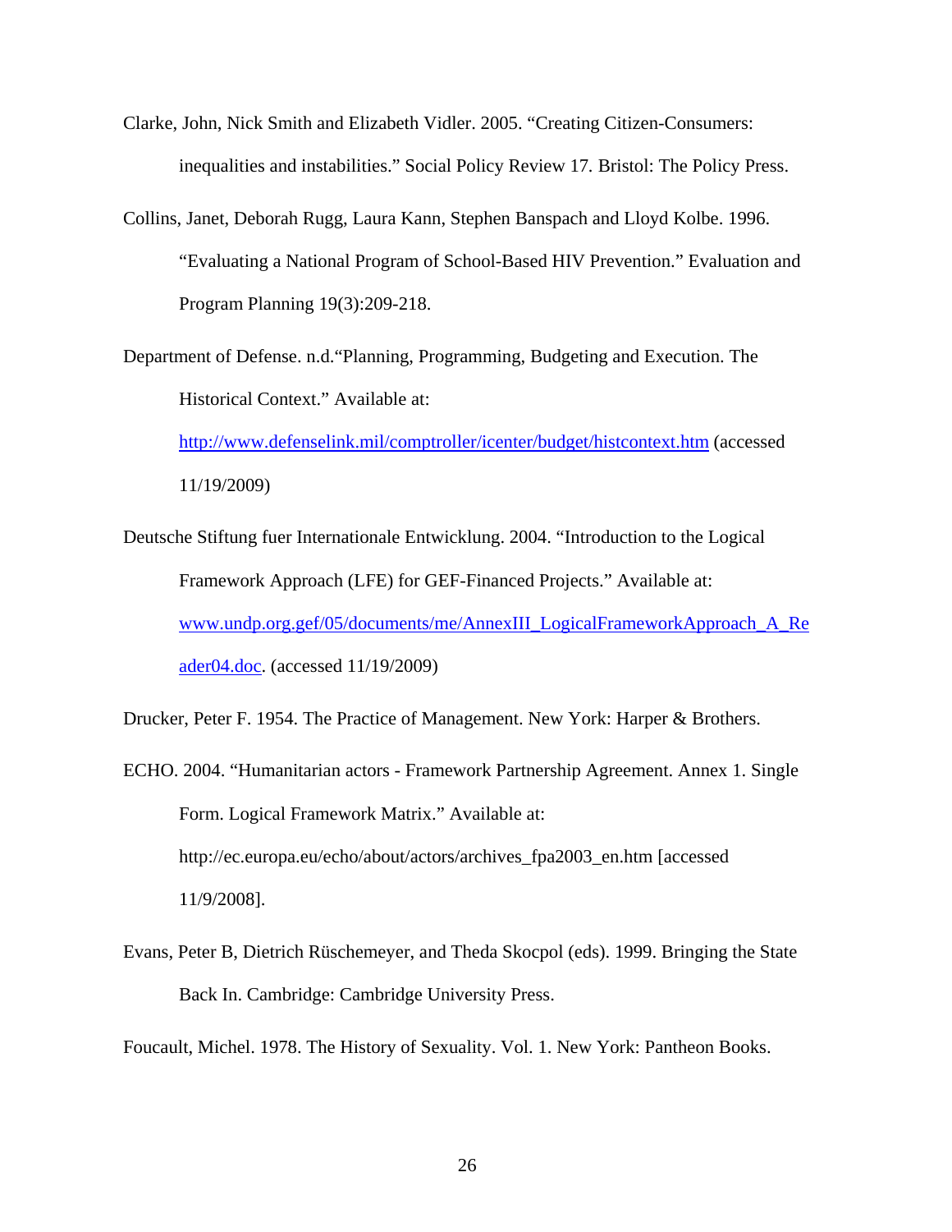Clarke, John, Nick Smith and Elizabeth Vidler. 2005. "Creating Citizen-Consumers: inequalities and instabilities." Social Policy Review 17. Bristol: The Policy Press.

Collins, Janet, Deborah Rugg, Laura Kann, Stephen Banspach and Lloyd Kolbe. 1996. "Evaluating a National Program of School-Based HIV Prevention." Evaluation and Program Planning 19(3):209-218.

Department of Defense. n.d."Planning, Programming, Budgeting and Execution. The Historical Context." Available at: http://www.defenselink.mil/comptroller/icenter/budget/histcontext.htm (accessed 11/19/2009)

Deutsche Stiftung fuer Internationale Entwicklung. 2004. "Introduction to the Logical Framework Approach (LFE) for GEF-Financed Projects." Available at: www.undp.org.gef/05/documents/me/AnnexIII_LogicalFrameworkApproach_A_Reader04.doc. (accessed 11/19/2009)

Drucker, Peter F. 1954. The Practice of Management. New York: Harper & Brothers.

ECHO. 2004. "Humanitarian actors - Framework Partnership Agreement. Annex 1. Single Form. Logical Framework Matrix." Available at: http://ec.europa.eu/echo/about/actors/archives_fpa2003_en.htm [accessed 11/9/2008].

Evans, Peter B, Dietrich Rüschemeyer, and Theda Skocpol (eds). 1999. Bringing the State Back In. Cambridge: Cambridge University Press.

Foucault, Michel. 1978. The History of Sexuality. Vol. 1. New York: Pantheon Books.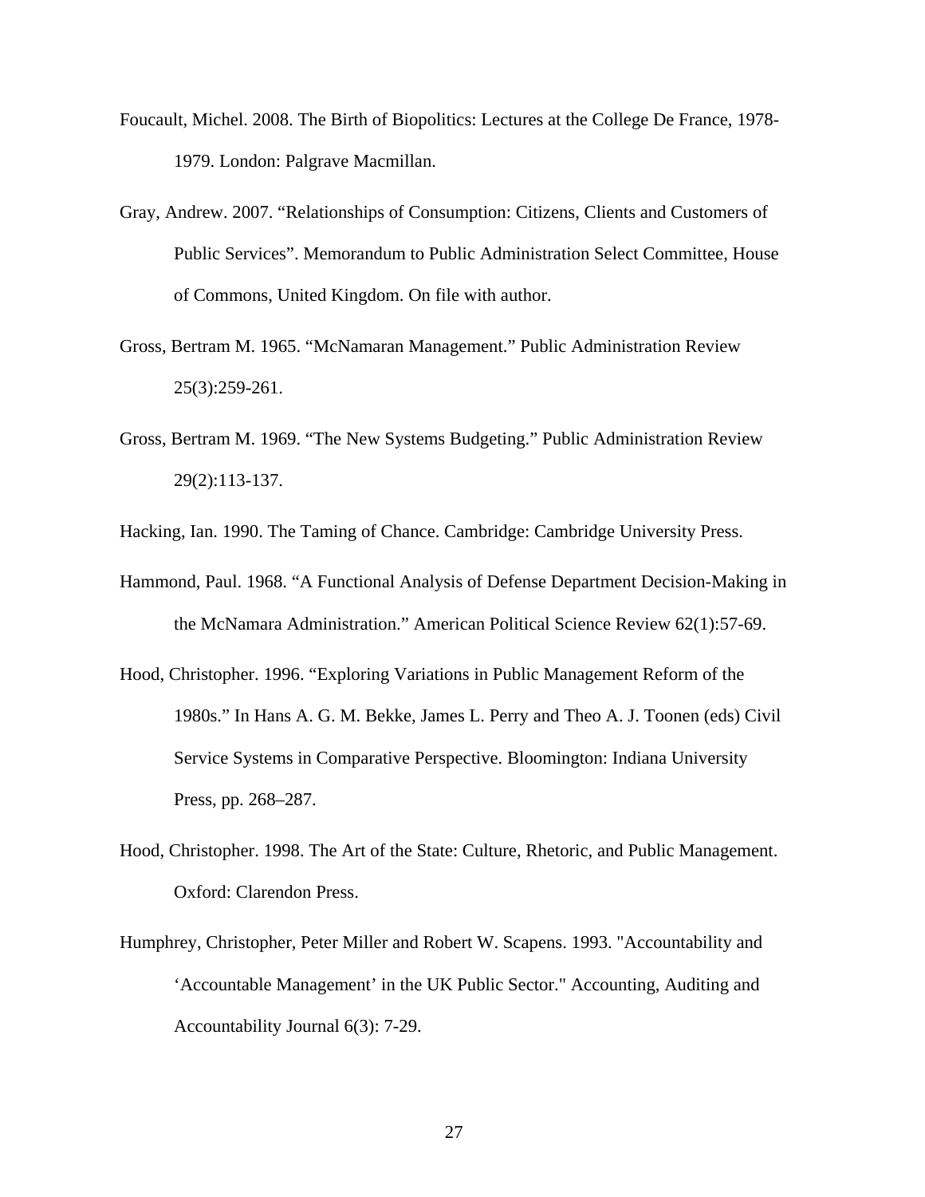Foucault, Michel. 2008. The Birth of Biopolitics: Lectures at the College De France, 1978-1979. London: Palgrave Macmillan.

Gray, Andrew. 2007. “Relationships of Consumption: Citizens, Clients and Customers of Public Services”. Memorandum to Public Administration Select Committee, House of Commons, United Kingdom. On file with author.

Gross, Bertram M. 1965. “McNamaran Management.” Public Administration Review 25(3):259-261.

Gross, Bertram M. 1969. “The New Systems Budgeting.” Public Administration Review 29(2):113-137.

Hacking, Ian. 1990. The Taming of Chance. Cambridge: Cambridge University Press.

Hammond, Paul. 1968. “A Functional Analysis of Defense Department Decision-Making in the McNamara Administration.” American Political Science Review 62(1):57-69.

Hood, Christopher. 1996. “Exploring Variations in Public Management Reform of the 1980s.” In Hans A. G. M. Bekke, James L. Perry and Theo A. J. Toonen (eds) Civil Service Systems in Comparative Perspective. Bloomington: Indiana University Press, pp. 268–287.

Hood, Christopher. 1998. The Art of the State: Culture, Rhetoric, and Public Management. Oxford: Clarendon Press.

Humphrey, Christopher, Peter Miller and Robert W. Scapens. 1993. "Accountability and ‘Accountable Management’ in the UK Public Sector." Accounting, Auditing and Accountability Journal 6(3): 7-29.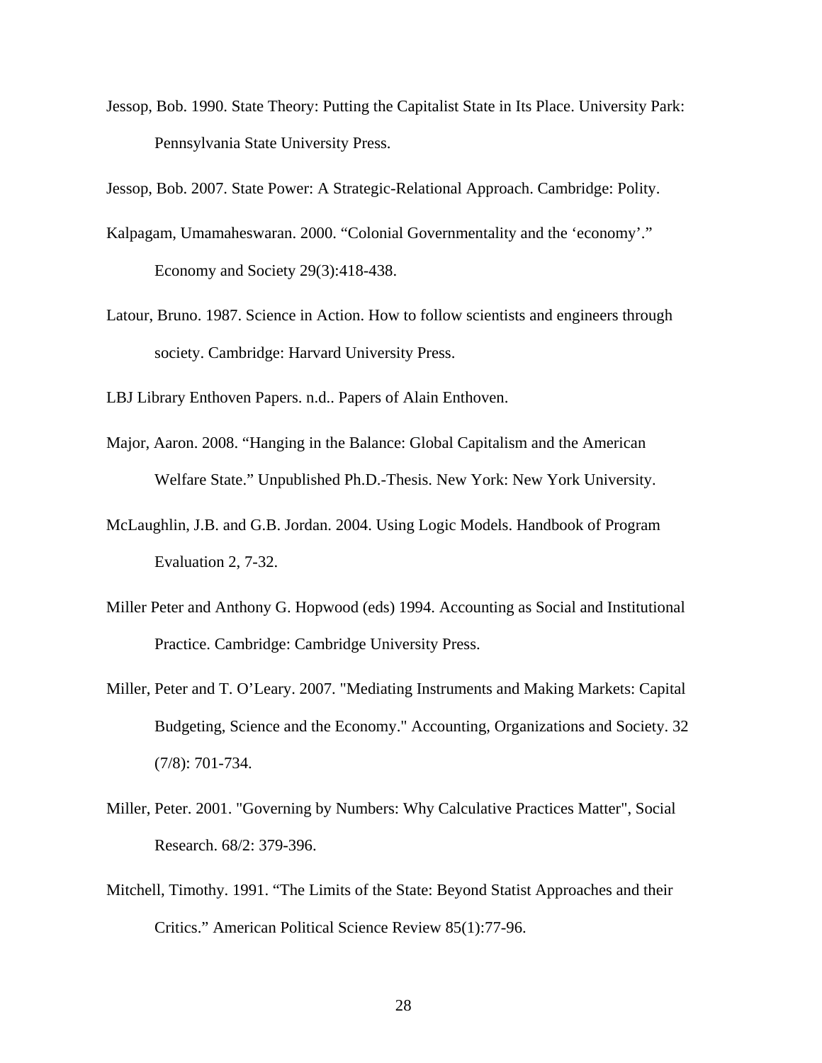Jessop, Bob. 1990. State Theory: Putting the Capitalist State in Its Place. University Park: Pennsylvania State University Press.

Jessop, Bob. 2007. State Power: A Strategic-Relational Approach. Cambridge: Polity.

Kalpagam, Umamaheswaran. 2000. “Colonial Governmentality and the ‘economy’.” Economy and Society 29(3):418-438.

Latour, Bruno. 1987. Science in Action. How to follow scientists and engineers through society. Cambridge: Harvard University Press.

LBJ Library Enthoven Papers. n.d.. Papers of Alain Enthoven.

Major, Aaron. 2008. “Hanging in the Balance: Global Capitalism and the American Welfare State.” Unpublished Ph.D.-Thesis. New York: New York University.

McLaughlin, J.B. and G.B. Jordan. 2004. Using Logic Models. Handbook of Program Evaluation 2, 7-32.

Miller Peter and Anthony G. Hopwood (eds) 1994. Accounting as Social and Institutional Practice. Cambridge: Cambridge University Press.

Miller, Peter and T. O’Leary. 2007. "Mediating Instruments and Making Markets: Capital Budgeting, Science and the Economy." Accounting, Organizations and Society. 32 (7/8): 701-734.

Miller, Peter. 2001. "Governing by Numbers: Why Calculative Practices Matter", Social Research. 68/2: 379-396.

Mitchell, Timothy. 1991. “The Limits of the State: Beyond Statist Approaches and their Critics.” American Political Science Review 85(1):77-96.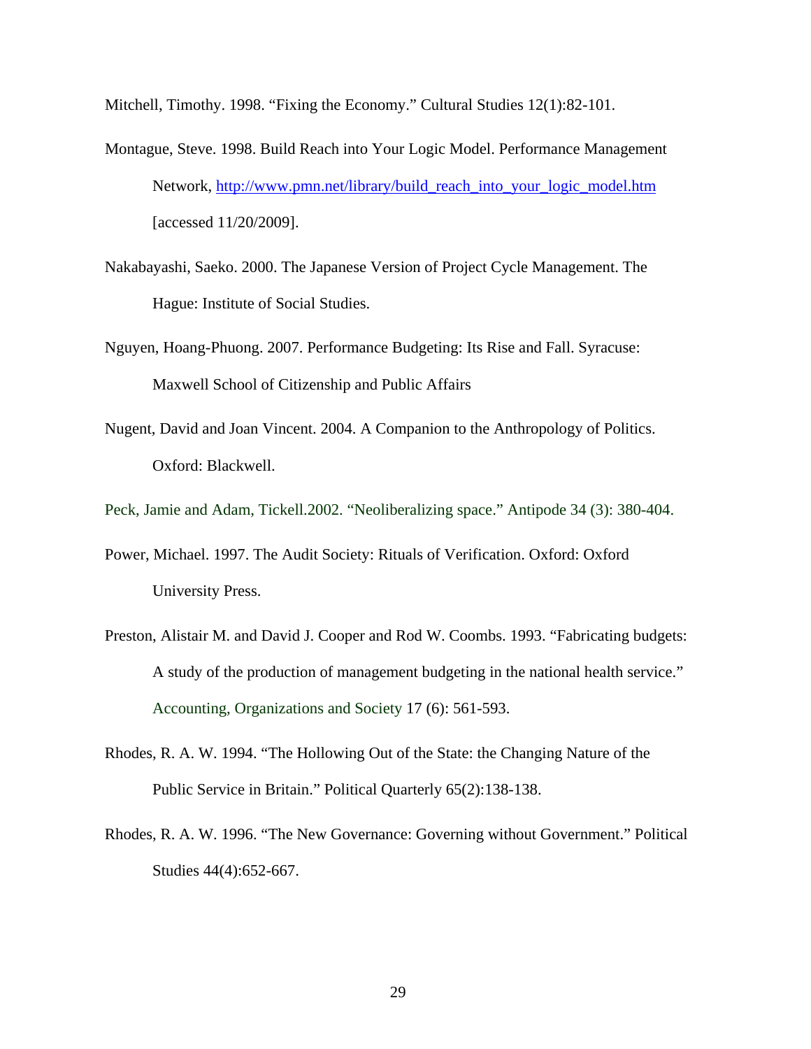Mitchell, Timothy. 1998. “Fixing the Economy.” Cultural Studies 12(1):82-101.

Montague, Steve. 1998. Build Reach into Your Logic Model. Performance Management Network, http://www.pmn.net/library/build_reach_into_your_logic_model.htm [accessed 11/20/2009].

Nakabayashi, Saeko. 2000. The Japanese Version of Project Cycle Management. The Hague: Institute of Social Studies.

Nguyen, Hoang-Phuong. 2007. Performance Budgeting: Its Rise and Fall. Syracuse: Maxwell School of Citizenship and Public Affairs

Nugent, David and Joan Vincent. 2004. A Companion to the Anthropology of Politics. Oxford: Blackwell.

Peck, Jamie and Adam, Tickell.2002. “Neoliberalizing space.” Antipode 34 (3): 380-404.

Power, Michael. 1997. The Audit Society: Rituals of Verification. Oxford: Oxford University Press.

Preston, Alistair M. and David J. Cooper and Rod W. Coombs. 1993. “Fabricating budgets: A study of the production of management budgeting in the national health service.” Accounting, Organizations and Society 17 (6): 561-593.

Rhodes, R. A. W. 1994. “The Hollowing Out of the State: the Changing Nature of the Public Service in Britain.” Political Quarterly 65(2):138-138.

Rhodes, R. A. W. 1996. “The New Governance: Governing without Government.” Political Studies 44(4):652-667.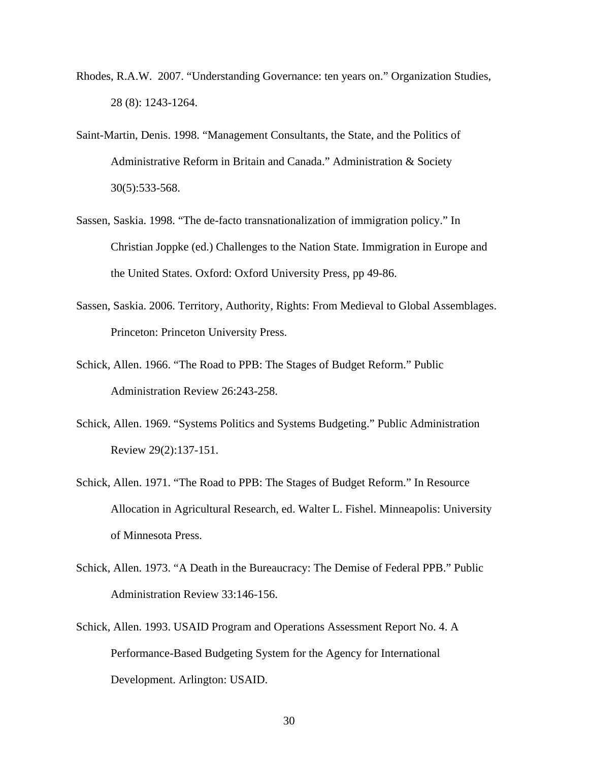Rhodes, R.A.W. 2007. "Understanding Governance: ten years on." Organization Studies, 28 (8): 1243-1264.

Saint-Martin, Denis. 1998. "Management Consultants, the State, and the Politics of Administrative Reform in Britain and Canada." Administration & Society 30(5):533-568.

Sassen, Saskia. 1998. "The de-facto transnationalization of immigration policy." In Christian Joppke (ed.) Challenges to the Nation State. Immigration in Europe and the United States. Oxford: Oxford University Press, pp 49-86.

Sassen, Saskia. 2006. Territory, Authority, Rights: From Medieval to Global Assemblages. Princeton: Princeton University Press.

Schick, Allen. 1966. "The Road to PPB: The Stages of Budget Reform." Public Administration Review 26:243-258.

Schick, Allen. 1969. "Systems Politics and Systems Budgeting." Public Administration Review 29(2):137-151.

Schick, Allen. 1971. "The Road to PPB: The Stages of Budget Reform." In Resource Allocation in Agricultural Research, ed. Walter L. Fishel. Minneapolis: University of Minnesota Press.

Schick, Allen. 1973. "A Death in the Bureaucracy: The Demise of Federal PPB." Public Administration Review 33:146-156.

Schick, Allen. 1993. USAID Program and Operations Assessment Report No. 4. A Performance-Based Budgeting System for the Agency for International Development. Arlington: USAID.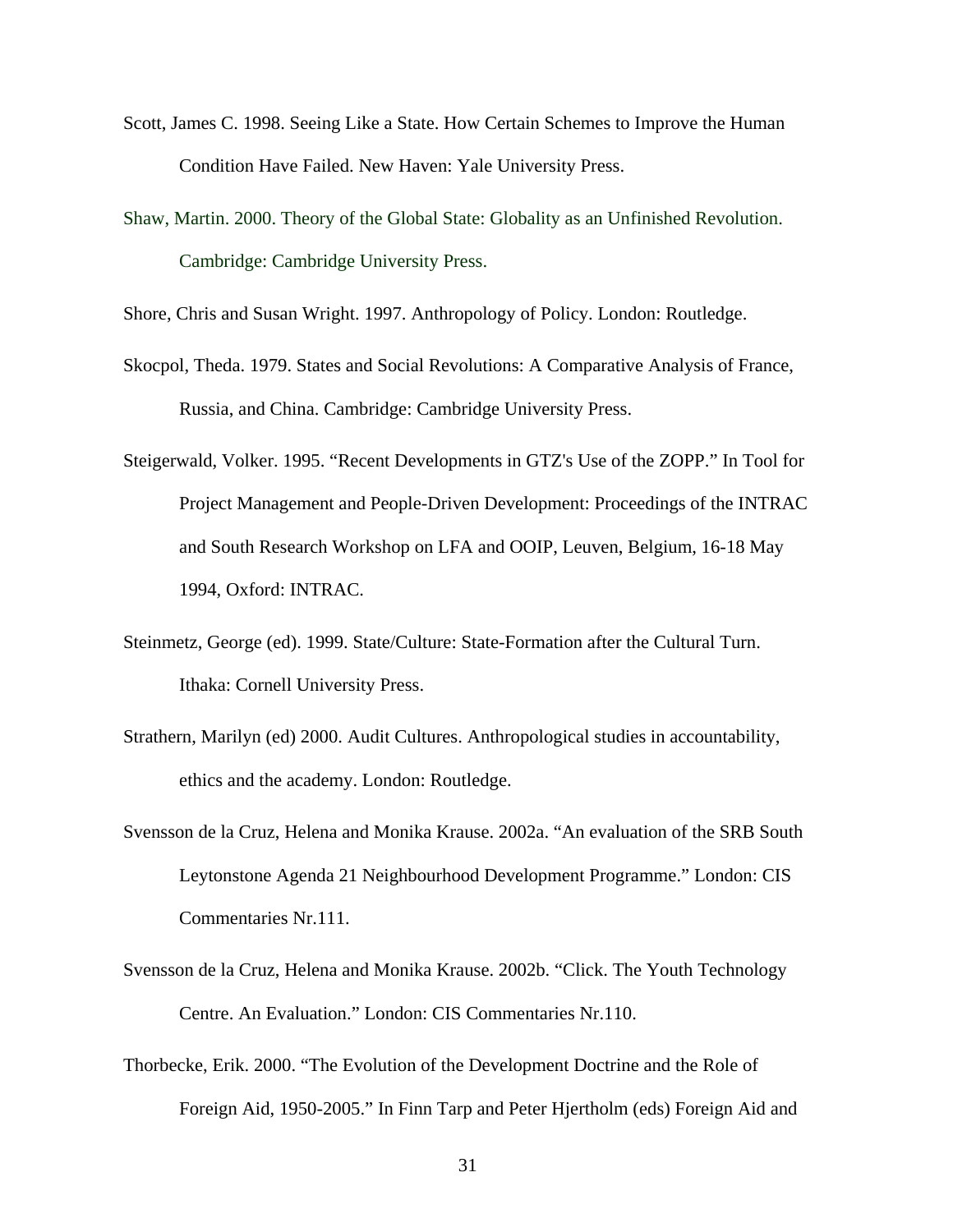Scott, James C. 1998. Seeing Like a State. How Certain Schemes to Improve the Human Condition Have Failed. New Haven: Yale University Press.

Shaw, Martin. 2000. Theory of the Global State: Globality as an Unfinished Revolution. Cambridge: Cambridge University Press.

Shore, Chris and Susan Wright. 1997. Anthropology of Policy. London: Routledge.

Skocpol, Theda. 1979. States and Social Revolutions: A Comparative Analysis of France, Russia, and China. Cambridge: Cambridge University Press.

Steigerwald, Volker. 1995. "Recent Developments in GTZ's Use of the ZOPP." In Tool for Project Management and People-Driven Development: Proceedings of the INTRAC and South Research Workshop on LFA and OOIP, Leuven, Belgium, 16-18 May 1994, Oxford: INTRAC.

Steinmetz, George (ed). 1999. State/Culture: State-Formation after the Cultural Turn. Ithaka: Cornell University Press.

Strathern, Marilyn (ed) 2000. Audit Cultures. Anthropological studies in accountability, ethics and the academy. London: Routledge.

Svensson de la Cruz, Helena and Monika Krause. 2002a. "An evaluation of the SRB South Leytonstone Agenda 21 Neighbourhood Development Programme." London: CIS Commentaries Nr.111.

Svensson de la Cruz, Helena and Monika Krause. 2002b. "Click. The Youth Technology Centre. An Evaluation." London: CIS Commentaries Nr.110.

Thorbecke, Erik. 2000. "The Evolution of the Development Doctrine and the Role of Foreign Aid, 1950-2005." In Finn Tarp and Peter Hjertholm (eds) Foreign Aid and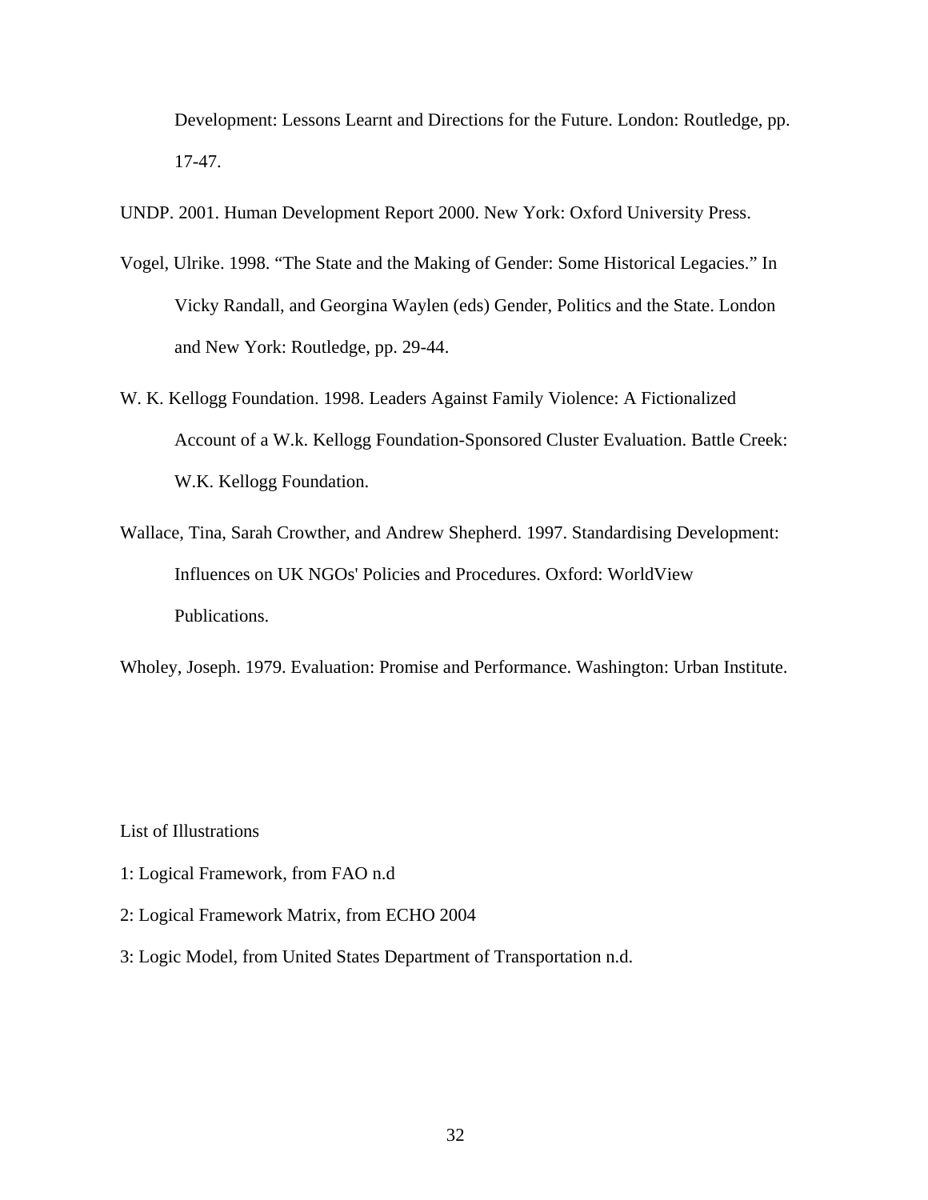Development: Lessons Learnt and Directions for the Future. London: Routledge, pp. 17-47.

UNDP. 2001. Human Development Report 2000. New York: Oxford University Press.

Vogel, Ulrike. 1998. "The State and the Making of Gender: Some Historical Legacies." In Vicky Randall, and Georgina Waylen (eds) Gender, Politics and the State. London and New York: Routledge, pp. 29-44.

W. K. Kellogg Foundation. 1998. Leaders Against Family Violence: A Fictionalized Account of a W.k. Kellogg Foundation-Sponsored Cluster Evaluation. Battle Creek: W.K. Kellogg Foundation.

Wallace, Tina, Sarah Crowther, and Andrew Shepherd. 1997. Standardising Development: Influences on UK NGOs' Policies and Procedures. Oxford: WorldView Publications.

Wholey, Joseph. 1979. Evaluation: Promise and Performance. Washington: Urban Institute.

List of Illustrations

1: Logical Framework, from FAO n.d

2: Logical Framework Matrix, from ECHO 2004

3: Logic Model, from United States Department of Transportation n.d.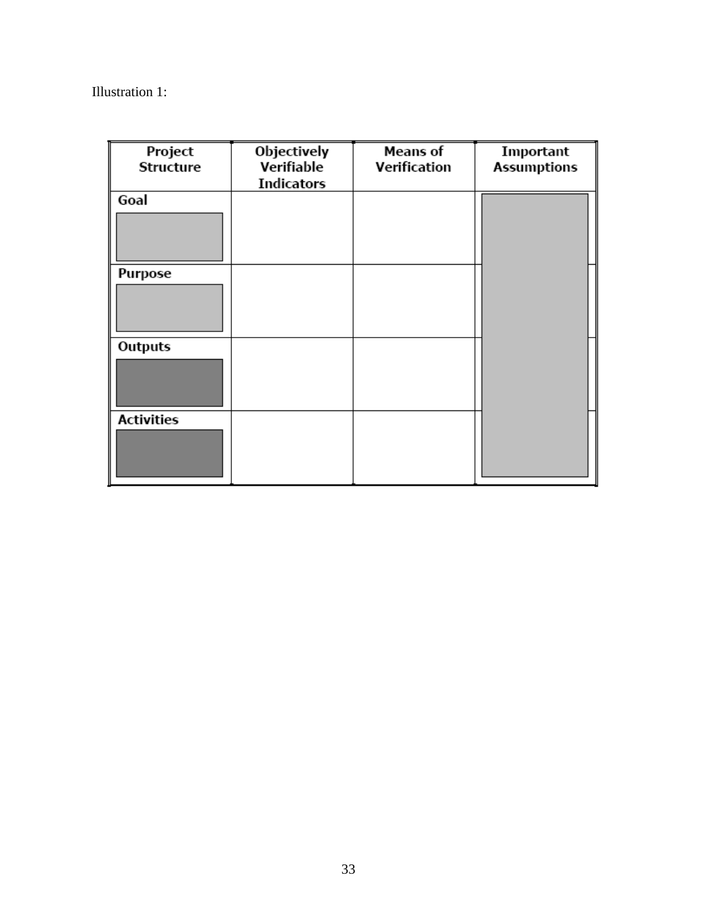Illustration 1:

| Project Structure | Objectively Verifiable Indicators | Means of Verification | Important Assumptions |
|---|---|---|---|
| Goal | | | |
| Purpose | | | |
| Outputs | | | |
| Activities | | | |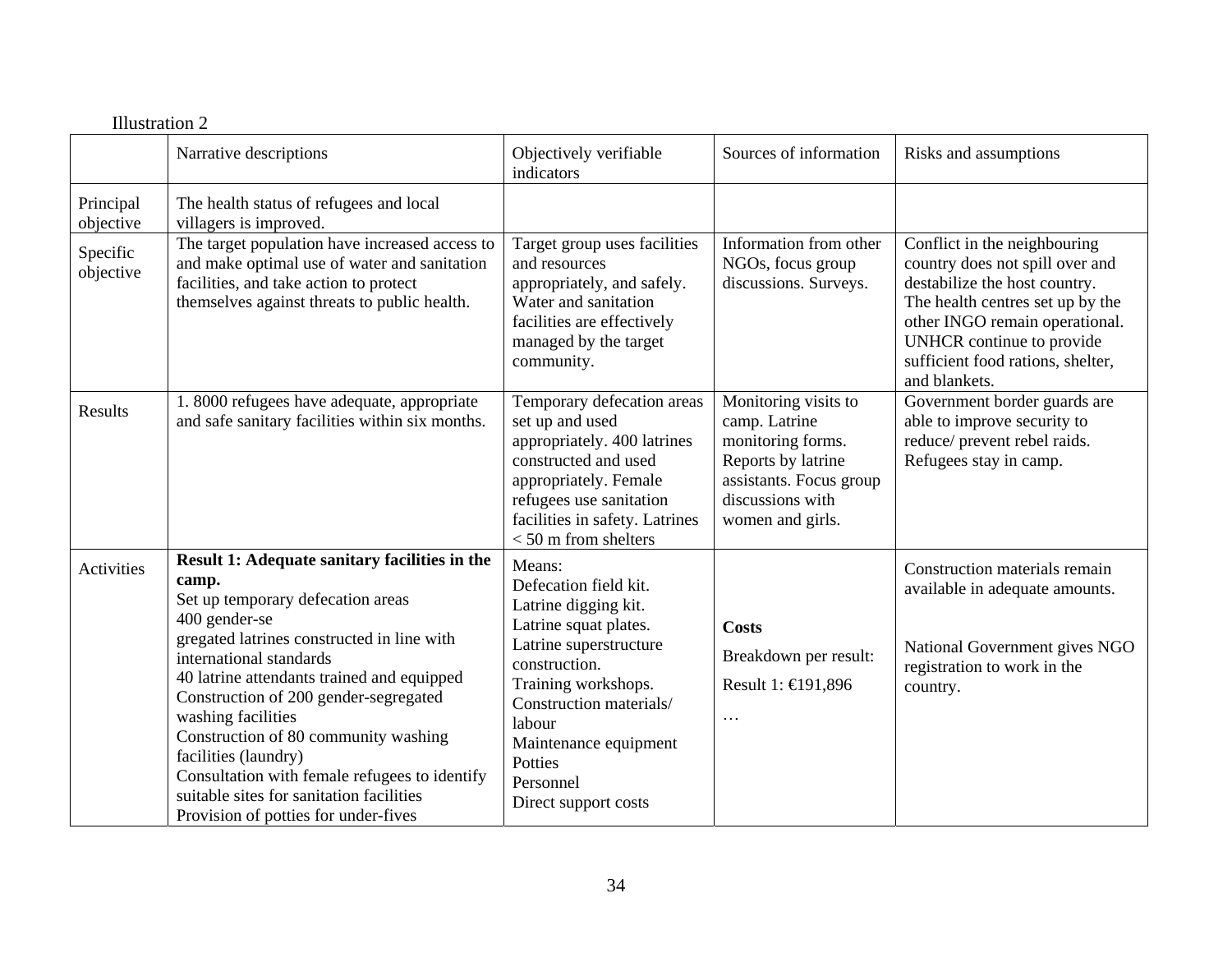Illustration 2

| | Narrative descriptions | Objectively verifiable indicators | Sources of information | Risks and assumptions |
|---|---|---|---|---|
| Principal objective | The health status of refugees and local villagers is improved. | | | |
| Specific objective | The target population have increased access to and make optimal use of water and sanitation facilities, and take action to protect themselves against threats to public health. | Target group uses facilities and resources appropriately, and safely. Water and sanitation facilities are effectively managed by the target community. | Information from other NGOs, focus group discussions. Surveys. | Conflict in the neighbouring country does not spill over and destabilize the host country. The health centres set up by the other INGO remain operational. UNHCR continue to provide sufficient food rations, shelter, and blankets. |
| Results | 1. 8000 refugees have adequate, appropriate and safe sanitary facilities within six months. | Temporary defecation areas set up and used appropriately. 400 latrines constructed and used appropriately. Female refugees use sanitation facilities in safety. Latrines < 50 m from shelters | Monitoring visits to camp. Latrine monitoring forms. Reports by latrine assistants. Focus group discussions with women and girls. | Government border guards are able to improve security to reduce/ prevent rebel raids. Refugees stay in camp. |
| Activities | **Result 1: Adequate sanitary facilities in the camp.**<br>Set up temporary defecation areas<br>400 gender-se<br>gregated latrines constructed in line with international standards<br>40 latrine attendants trained and equipped<br>Construction of 200 gender-segregated washing facilities<br>Construction of 80 community washing facilities (laundry)<br>Consultation with female refugees to identify suitable sites for sanitation facilities<br>Provision of potties for under-fives | Means:<br>Defecation field kit.<br>Latrine digging kit.<br>Latrine squat plates.<br>Latrine superstructure construction.<br>Training workshops.<br>Construction materials/ labour<br>Maintenance equipment<br>Potties<br>Personnel<br>Direct support costs | **Costs**<br>Breakdown per result:<br>Result 1: €191,896<br>… | Construction materials remain available in adequate amounts.<br><br>National Government gives NGO registration to work in the country. |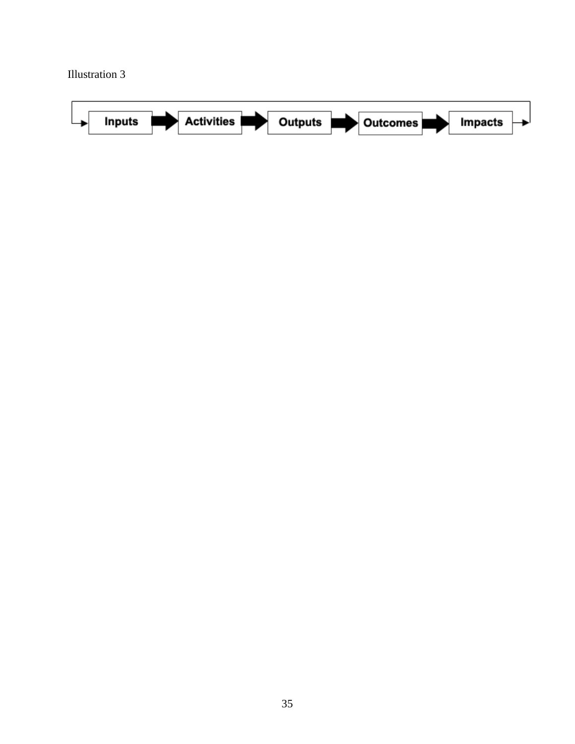Illustration 3

Inputs

Activities

Outputs

Outcomes

Impacts